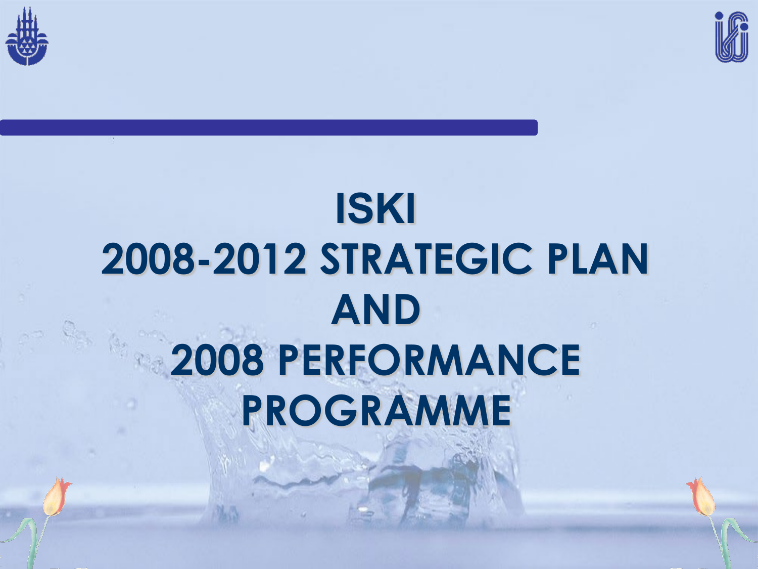# ISKI
# 2008-2012 STRATEGIC PLAN
# AND
# 2008 PERFORMANCE PROGRAMME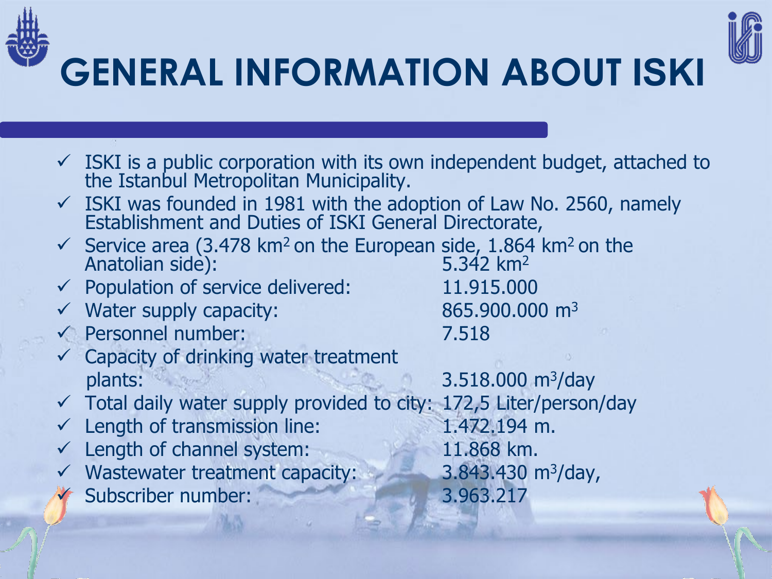# GENERAL INFORMATION ABOUT ISKI

- ISKI is a public corporation with its own independent budget, attached to the Istanbul Metropolitan Municipality.
- ISKI was founded in 1981 with the adoption of Law No. 2560, namely Establishment and Duties of ISKI General Directorate,
- Service area (3.478 $km^2$ on the European side, 1.864 $km^2$ on the Anatolian side): 5.342 $km^2$
- Population of service delivered: 11.915.000
- Water supply capacity: 865.900.000 $m^3$
- Personnel number: 7.518
- Capacity of drinking water treatment plants: 3.518.000 $m^3$/day
- Total daily water supply provided to city: 172,5 Liter/person/day
- Length of transmission line: 1.472.194 m.
- Length of channel system: 11.868 km.
- Wastewater treatment capacity: 3.843.430 $m^3$/day,
- Subscriber number: 3.963.217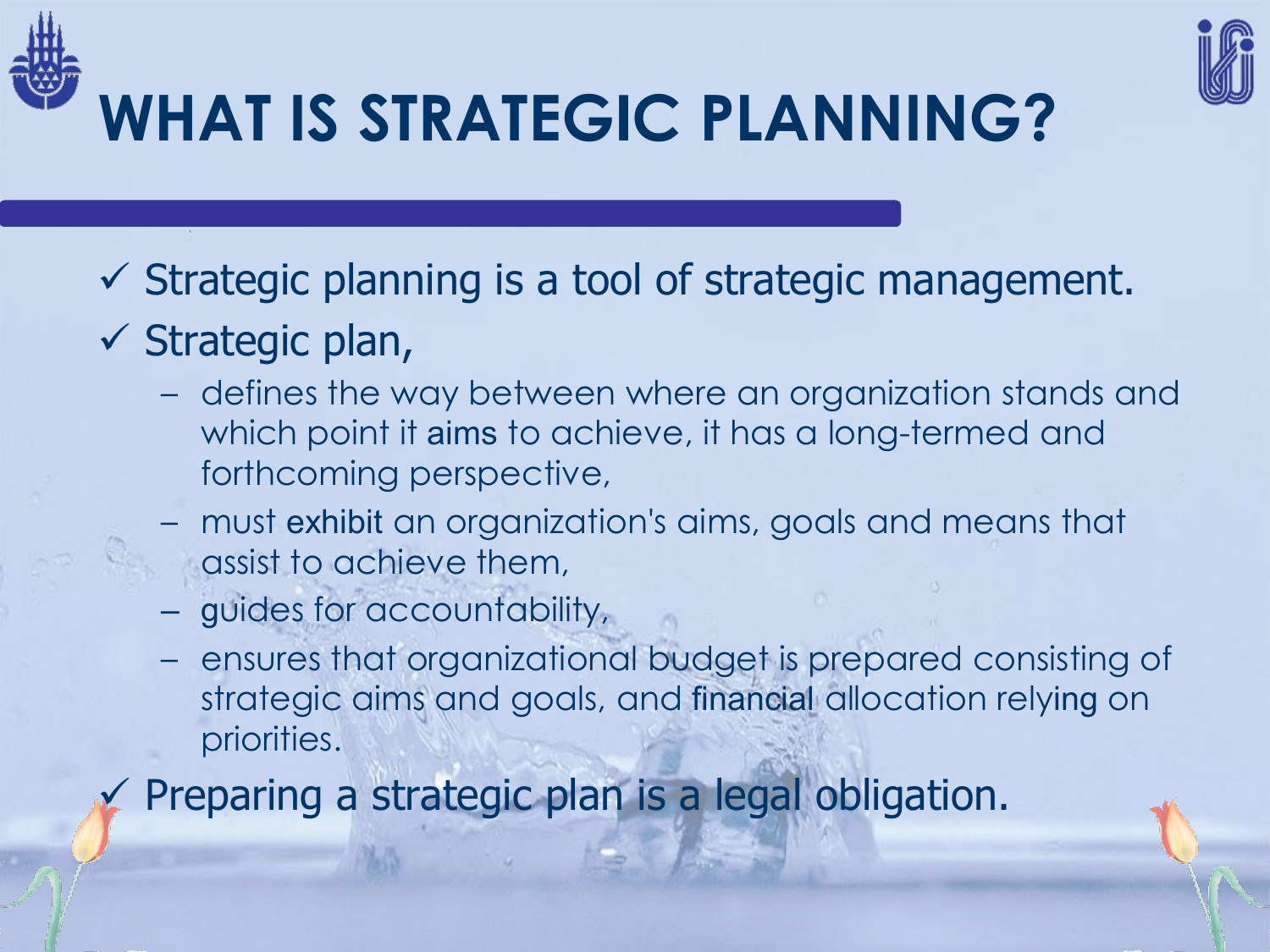# WHAT IS STRATEGIC PLANNING?

- ✓ Strategic planning is a tool of strategic management.
- ✓ Strategic plan,
  - defines the way between where an organization stands and which point it aims to achieve, it has a long-termed and forthcoming perspective,
  - must exhibit an organization's aims, goals and means that assist to achieve them,
  - guides for accountability,
  - ensures that organizational budget is prepared consisting of strategic aims and goals, and financial allocation relying on priorities.
- ✓ Preparing a strategic plan is a legal obligation.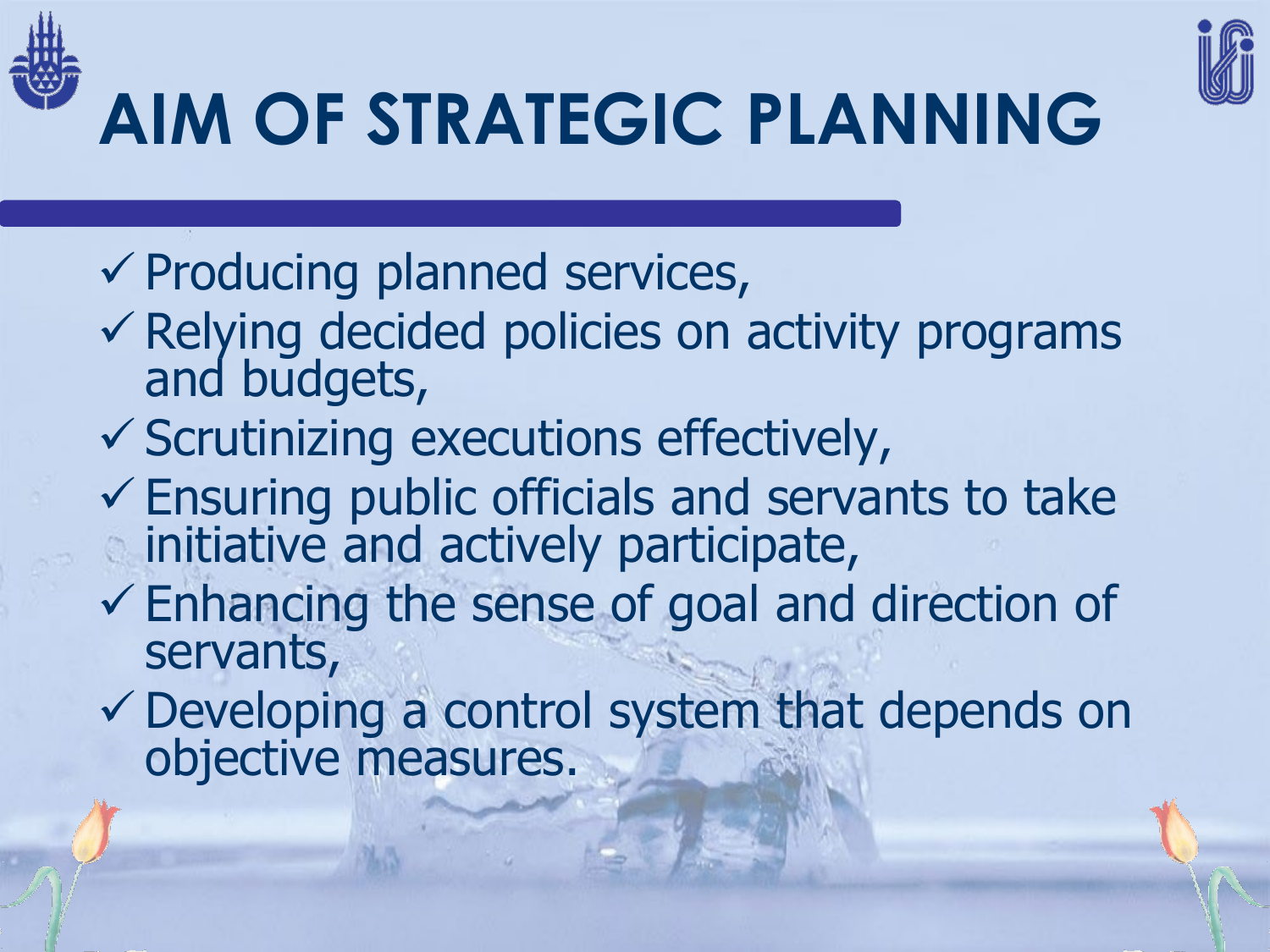# AIM OF STRATEGIC PLANNING

- ✓ Producing planned services,
- ✓ Relying decided policies on activity programs and budgets,
- ✓ Scrutinizing executions effectively,
- ✓ Ensuring public officials and servants to take initiative and actively participate,
- ✓ Enhancing the sense of goal and direction of servants,
- ✓ Developing a control system that depends on objective measures.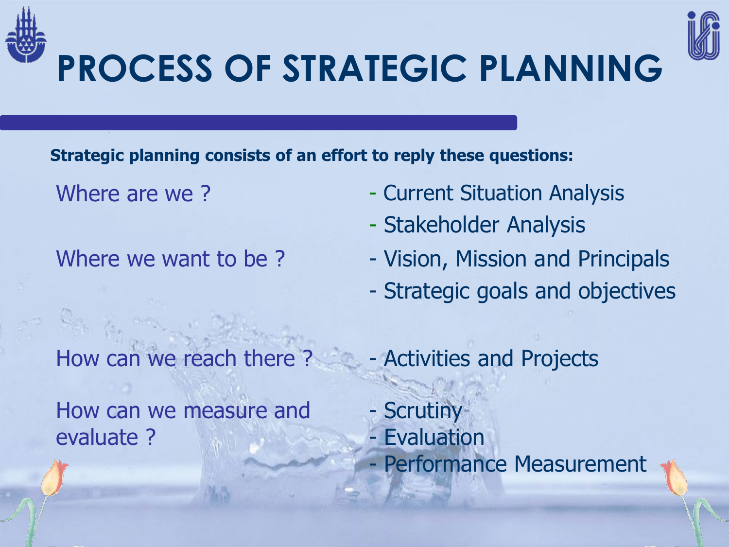# PROCESS OF STRATEGIC PLANNING

**Strategic planning consists of an effort to reply these questions:**

| | |
|---|---|
| Where are we ? | - Current Situation Analysis<br>- Stakeholder Analysis |
| Where we want to be ? | - Vision, Mission and Principals<br>- Strategic goals and objectives |
| How can we reach there ? | - Activities and Projects |
| How can we measure and evaluate ? | - Scrutiny<br>- Evaluation<br>- Performance Measurement |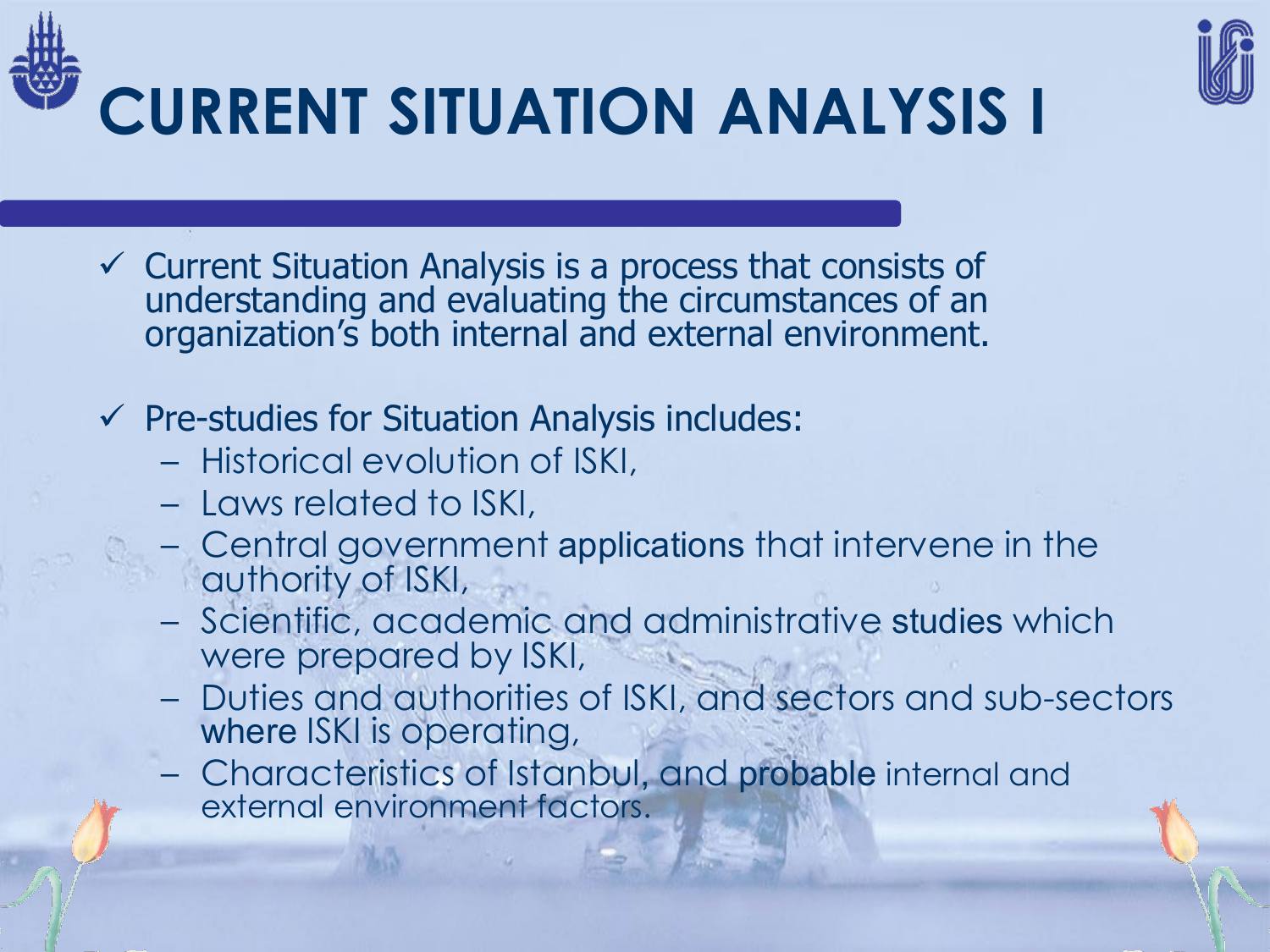# CURRENT SITUATION ANALYSIS I

- ✓ Current Situation Analysis is a process that consists of understanding and evaluating the circumstances of an organization's both internal and external environment.

- ✓ Pre-studies for Situation Analysis includes:
  - Historical evolution of ISKI,
  - Laws related to ISKI,
  - Central government applications that intervene in the authority of ISKI,
  - Scientific, academic and administrative studies which were prepared by ISKI,
  - Duties and authorities of ISKI, and sectors and sub-sectors where ISKI is operating,
  - Characteristics of Istanbul, and probable internal and external environment factors.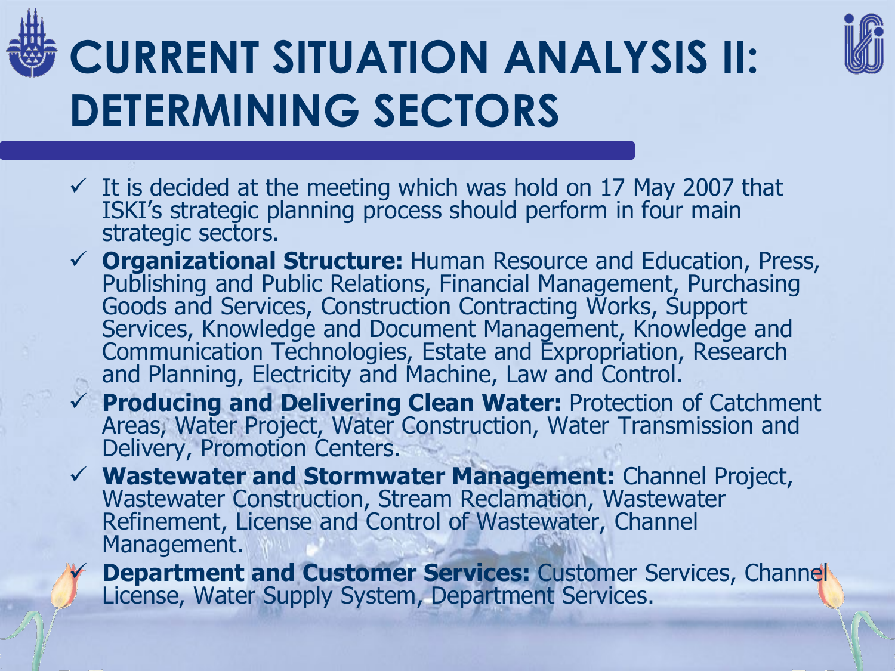# CURRENT SITUATION ANALYSIS II: DETERMINING SECTORS

- ✓ It is decided at the meeting which was hold on 17 May 2007 that ISKI's strategic planning process should perform in four main strategic sectors.
- ✓ **Organizational Structure:** Human Resource and Education, Press, Publishing and Public Relations, Financial Management, Purchasing Goods and Services, Construction Contracting Works, Support Services, Knowledge and Document Management, Knowledge and Communication Technologies, Estate and Expropriation, Research and Planning, Electricity and Machine, Law and Control.
- ✓ **Producing and Delivering Clean Water:** Protection of Catchment Areas, Water Project, Water Construction, Water Transmission and Delivery, Promotion Centers.
- ✓ **Wastewater and Stormwater Management:** Channel Project, Wastewater Construction, Stream Reclamation, Wastewater Refinement, License and Control of Wastewater, Channel Management.
- ✓ **Department and Customer Services:** Customer Services, Channel License, Water Supply System, Department Services.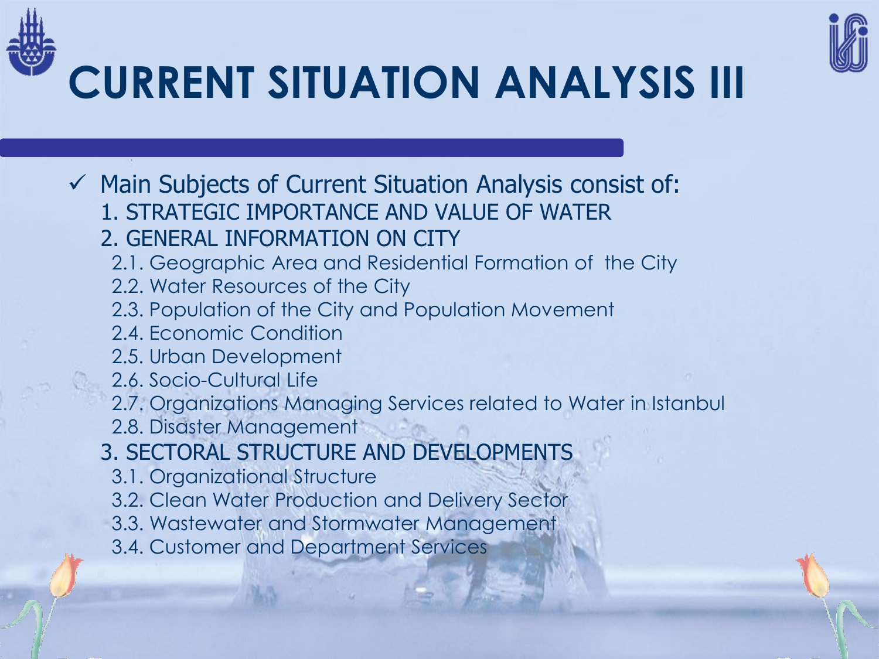# CURRENT SITUATION ANALYSIS III

- ✓ Main Subjects of Current Situation Analysis consist of:
  1. STRATEGIC IMPORTANCE AND VALUE OF WATER
  2. GENERAL INFORMATION ON CITY
     - 2.1. Geographic Area and Residential Formation of the City
     - 2.2. Water Resources of the City
     - 2.3. Population of the City and Population Movement
     - 2.4. Economic Condition
     - 2.5. Urban Development
     - 2.6. Socio-Cultural Life
     - 2.7. Organizations Managing Services related to Water in Istanbul
     - 2.8. Disaster Management
  3. SECTORAL STRUCTURE AND DEVELOPMENTS
     - 3.1. Organizational Structure
     - 3.2. Clean Water Production and Delivery Sector
     - 3.3. Wastewater and Stormwater Management
     - 3.4. Customer and Department Services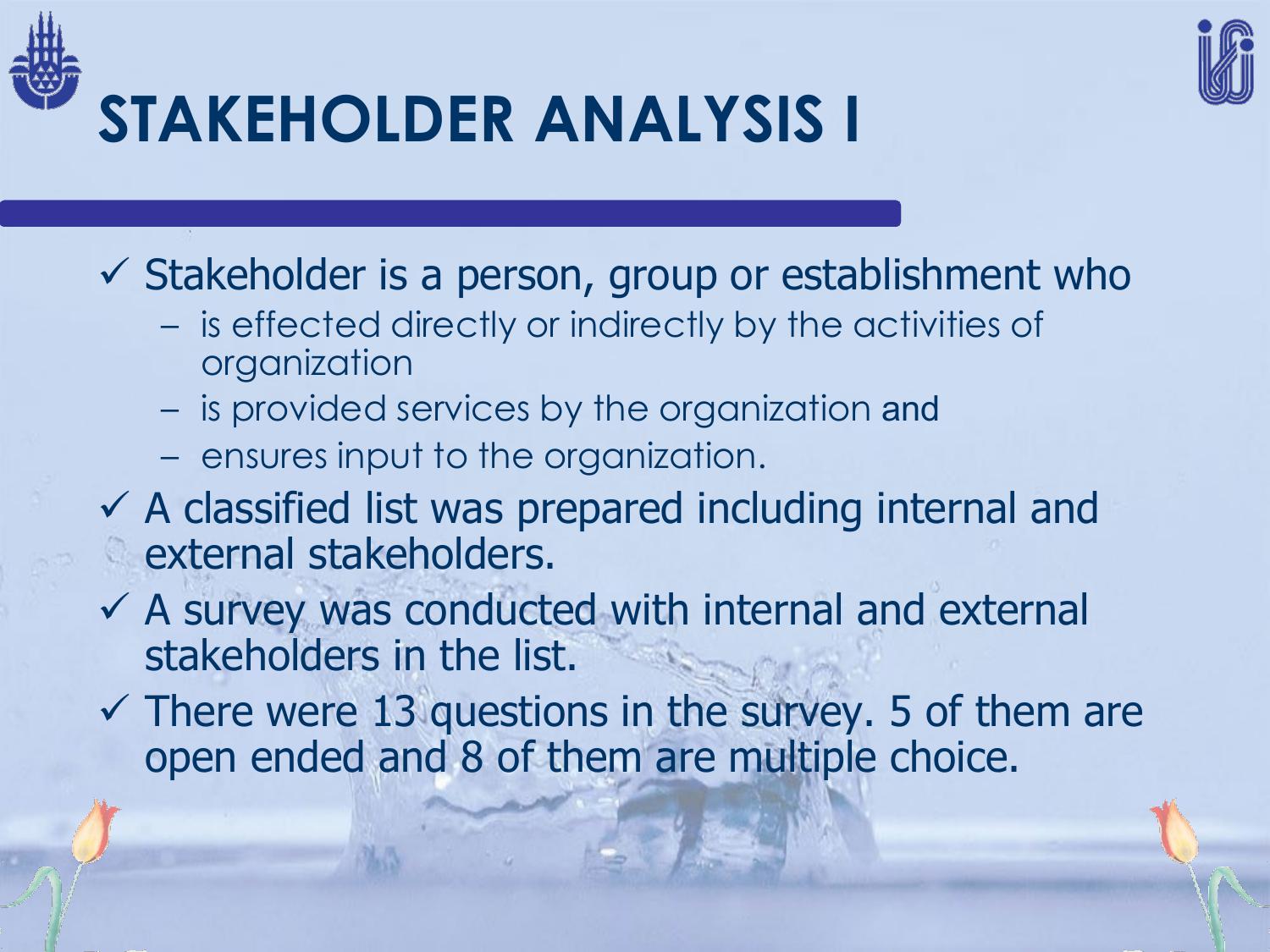# STAKEHOLDER ANALYSIS I

- ✓ Stakeholder is a person, group or establishment who
  - is effected directly or indirectly by the activities of organization
  - is provided services by the organization and
  - ensures input to the organization.
- ✓ A classified list was prepared including internal and external stakeholders.
- ✓ A survey was conducted with internal and external stakeholders in the list.
- ✓ There were 13 questions in the survey. 5 of them are open ended and 8 of them are multiple choice.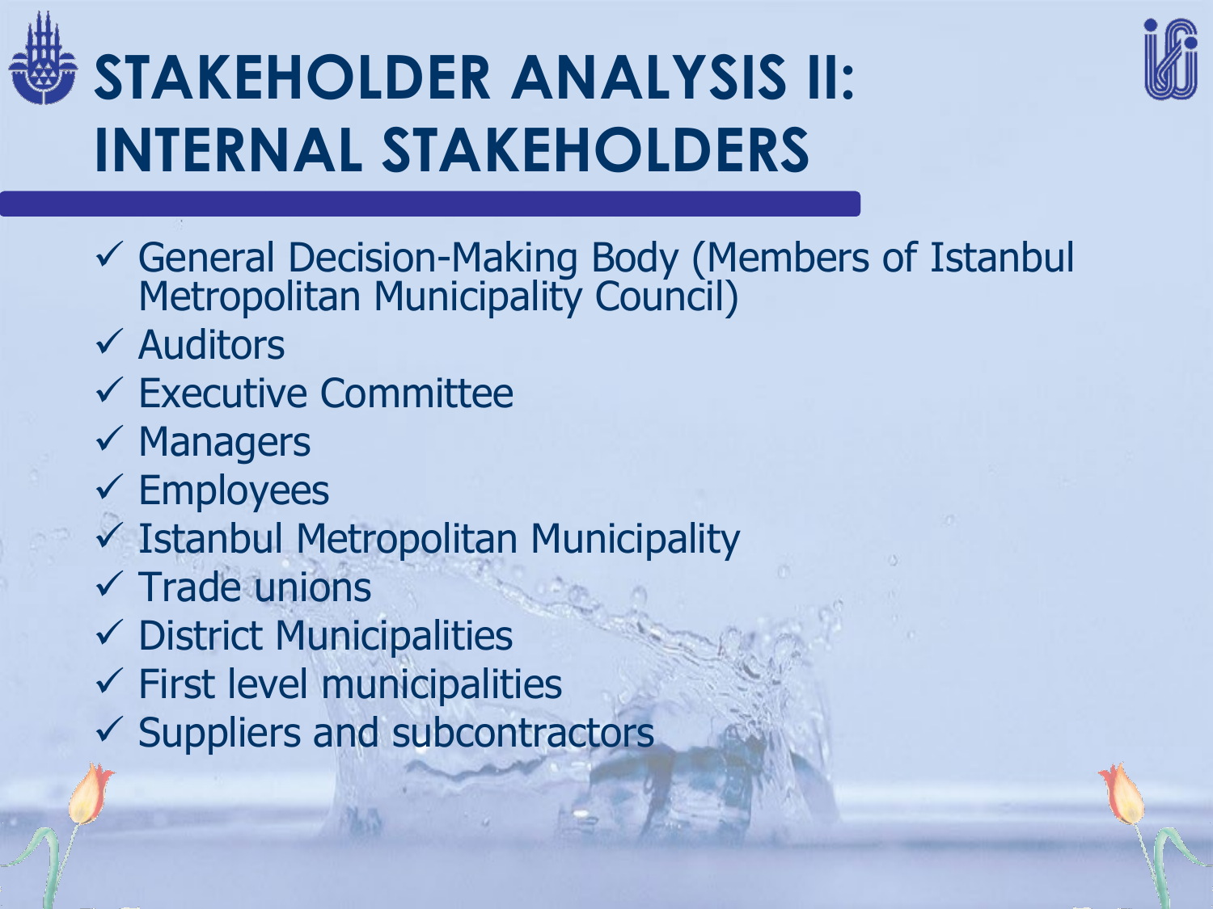# STAKEHOLDER ANALYSIS II: INTERNAL STAKEHOLDERS

- ✓ General Decision-Making Body (Members of Istanbul Metropolitan Municipality Council)
- ✓ Auditors
- ✓ Executive Committee
- ✓ Managers
- ✓ Employees
- ✓ Istanbul Metropolitan Municipality
- ✓ Trade unions
- ✓ District Municipalities
- ✓ First level municipalities
- ✓ Suppliers and subcontractors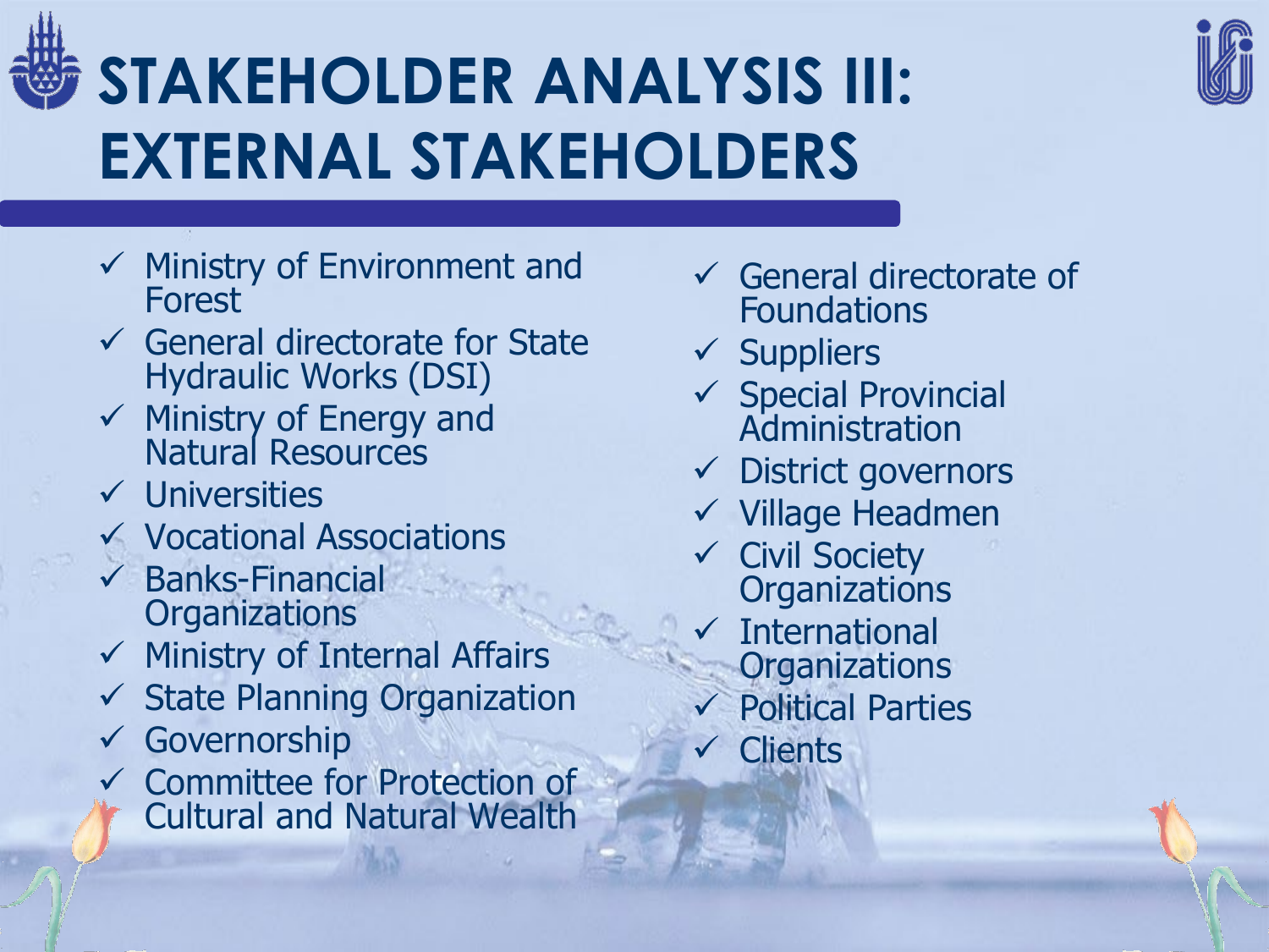# STAKEHOLDER ANALYSIS III: EXTERNAL STAKEHOLDERS

- ✓ Ministry of Environment and Forest
- ✓ General directorate for State Hydraulic Works (DSI)
- ✓ Ministry of Energy and Natural Resources
- ✓ Universities
- ✓ Vocational Associations
- ✓ Banks-Financial Organizations
- ✓ Ministry of Internal Affairs
- ✓ State Planning Organization
- ✓ Governorship
- ✓ Committee for Protection of Cultural and Natural Wealth
- ✓ General directorate of Foundations
- ✓ Suppliers
- ✓ Special Provincial Administration
- ✓ District governors
- ✓ Village Headmen
- ✓ Civil Society Organizations
- ✓ International Organizations
- ✓ Political Parties
- ✓ Clients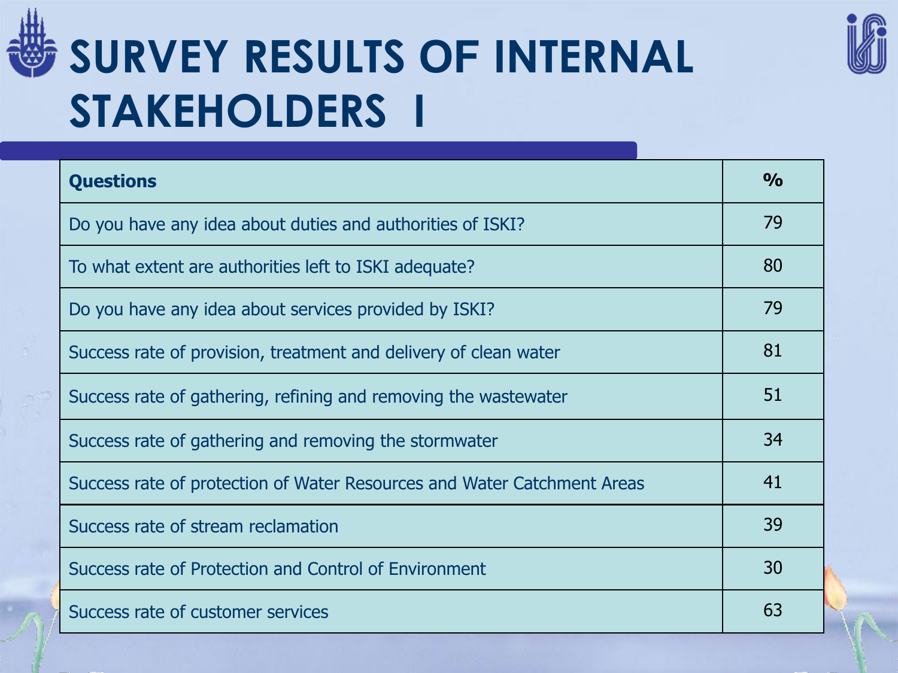# SURVEY RESULTS OF INTERNAL STAKEHOLDERS I

| Questions | % |
|---|---|
| Do you have any idea about duties and authorities of ISKI? | 79 |
| To what extent are authorities left to ISKI adequate? | 80 |
| Do you have any idea about services provided by ISKI? | 79 |
| Success rate of provision, treatment and delivery of clean water | 81 |
| Success rate of gathering, refining and removing the wastewater | 51 |
| Success rate of gathering and removing the stormwater | 34 |
| Success rate of protection of Water Resources and Water Catchment Areas | 41 |
| Success rate of stream reclamation | 39 |
| Success rate of Protection and Control of Environment | 30 |
| Success rate of customer services | 63 |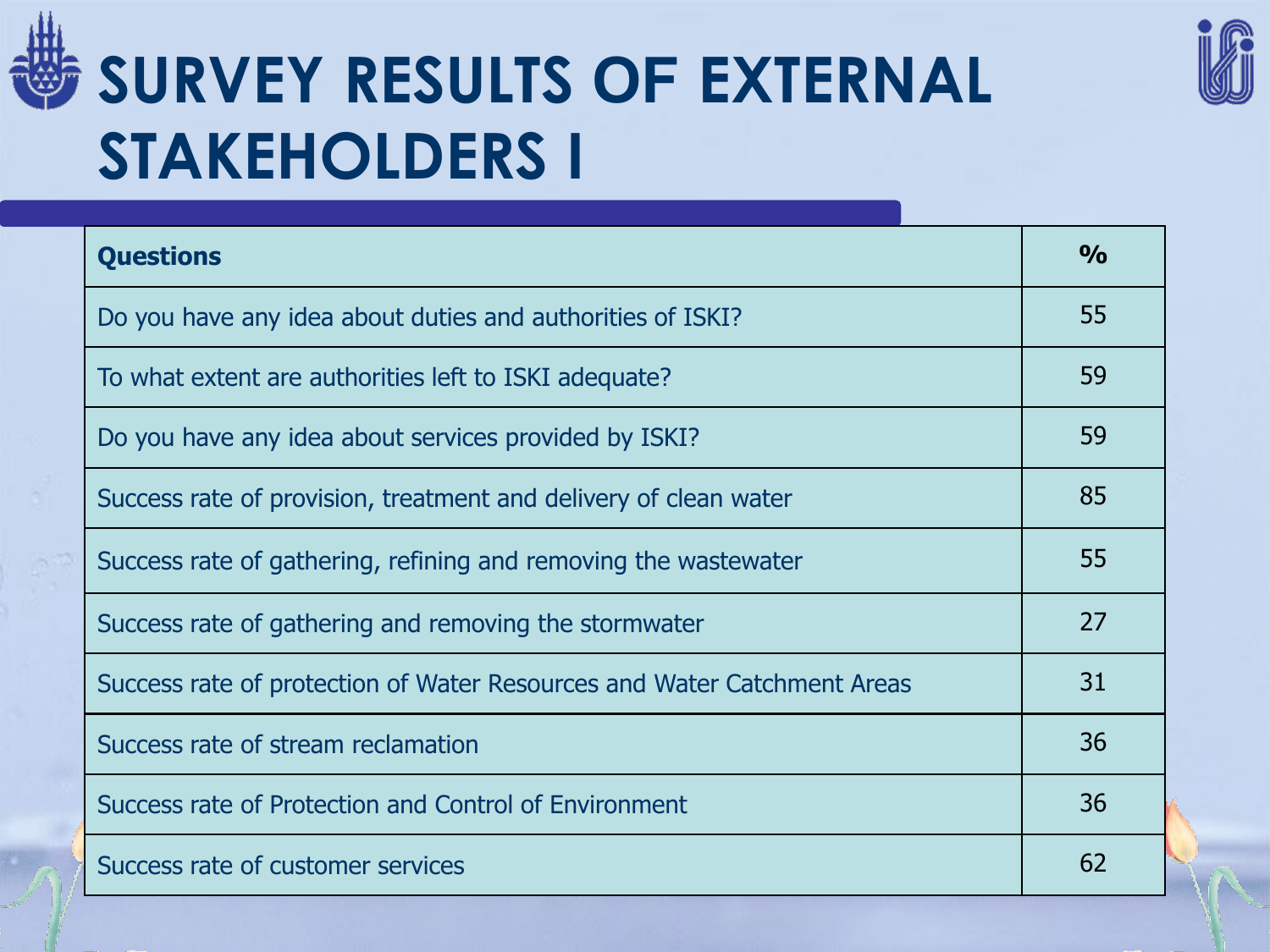# SURVEY RESULTS OF EXTERNAL STAKEHOLDERS I

| Questions | % |
|---|---|
| Do you have any idea about duties and authorities of ISKI? | 55 |
| To what extent are authorities left to ISKI adequate? | 59 |
| Do you have any idea about services provided by ISKI? | 59 |
| Success rate of provision, treatment and delivery of clean water | 85 |
| Success rate of gathering, refining and removing the wastewater | 55 |
| Success rate of gathering and removing the stormwater | 27 |
| Success rate of protection of Water Resources and Water Catchment Areas | 31 |
| Success rate of stream reclamation | 36 |
| Success rate of Protection and Control of Environment | 36 |
| Success rate of customer services | 62 |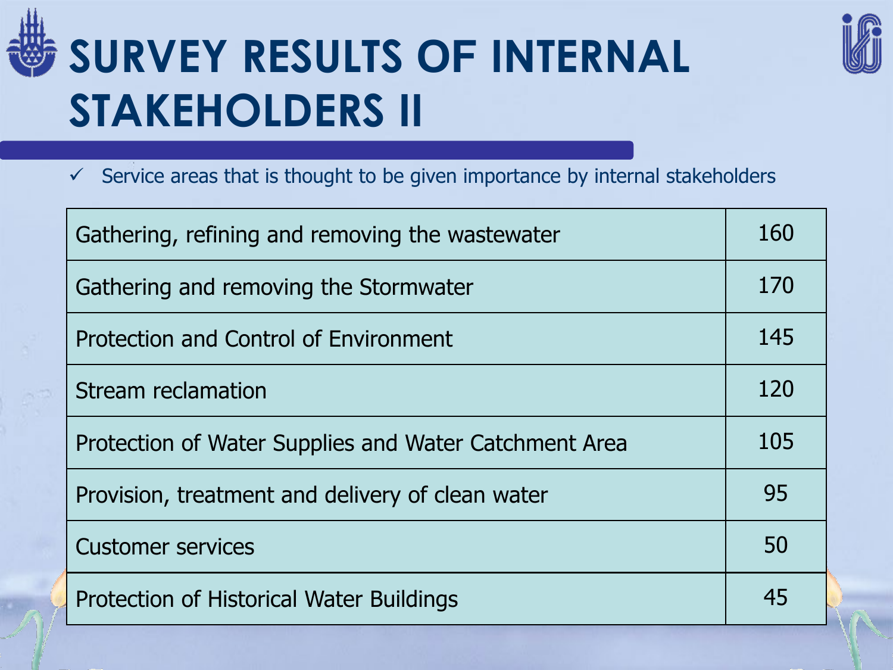# SURVEY RESULTS OF INTERNAL STAKEHOLDERS II

- ✓ Service areas that is thought to be given importance by internal stakeholders

| Service area | Score |
|---|---|
| Gathering, refining and removing the wastewater | 160 |
| Gathering and removing the Stormwater | 170 |
| Protection and Control of Environment | 145 |
| Stream reclamation | 120 |
| Protection of Water Supplies and Water Catchment Area | 105 |
| Provision, treatment and delivery of clean water | 95 |
| Customer services | 50 |
| Protection of Historical Water Buildings | 45 |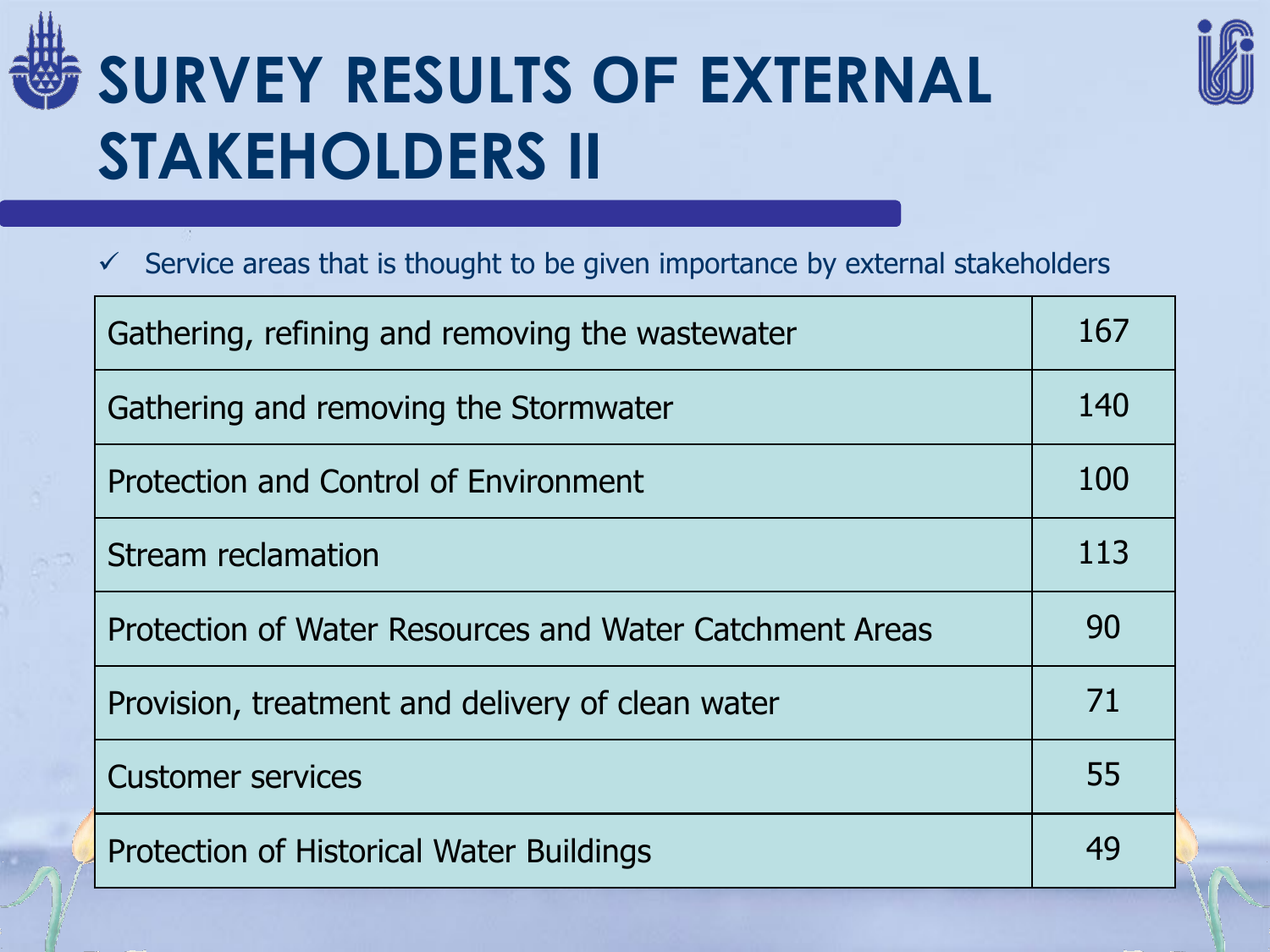# SURVEY RESULTS OF EXTERNAL STAKEHOLDERS II

- ✓ Service areas that is thought to be given importance by external stakeholders

| Service area | Count |
|---|---|
| Gathering, refining and removing the wastewater | 167 |
| Gathering and removing the Stormwater | 140 |
| Protection and Control of Environment | 100 |
| Stream reclamation | 113 |
| Protection of Water Resources and Water Catchment Areas | 90 |
| Provision, treatment and delivery of clean water | 71 |
| Customer services | 55 |
| Protection of Historical Water Buildings | 49 |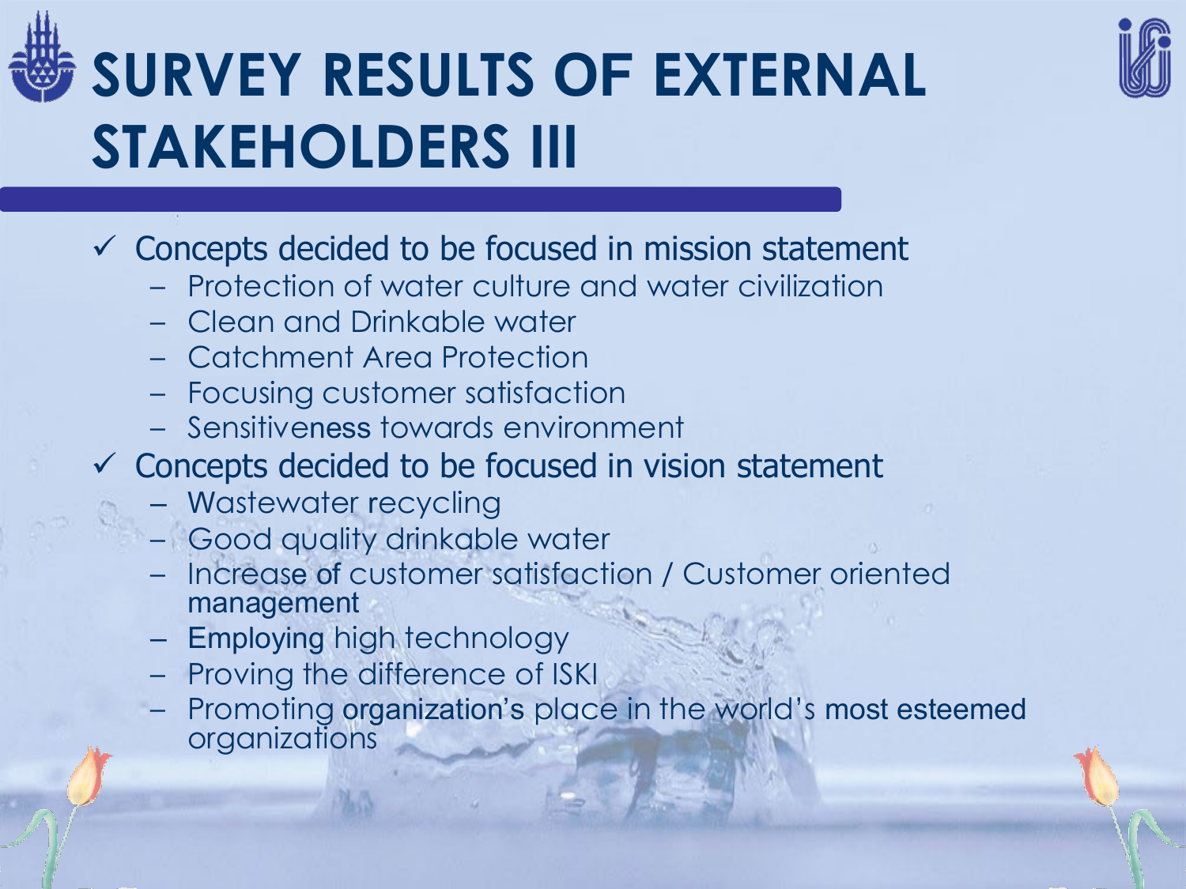# SURVEY RESULTS OF EXTERNAL STAKEHOLDERS III

- ✓ Concepts decided to be focused in mission statement
  - Protection of water culture and water civilization
  - Clean and Drinkable water
  - Catchment Area Protection
  - Focusing customer satisfaction
  - Sensitiveness towards environment
- ✓ Concepts decided to be focused in vision statement
  - Wastewater recycling
  - Good quality drinkable water
  - Increase of customer satisfaction / Customer oriented management
  - Employing high technology
  - Proving the difference of ISKI
  - Promoting organization's place in the world's most esteemed organizations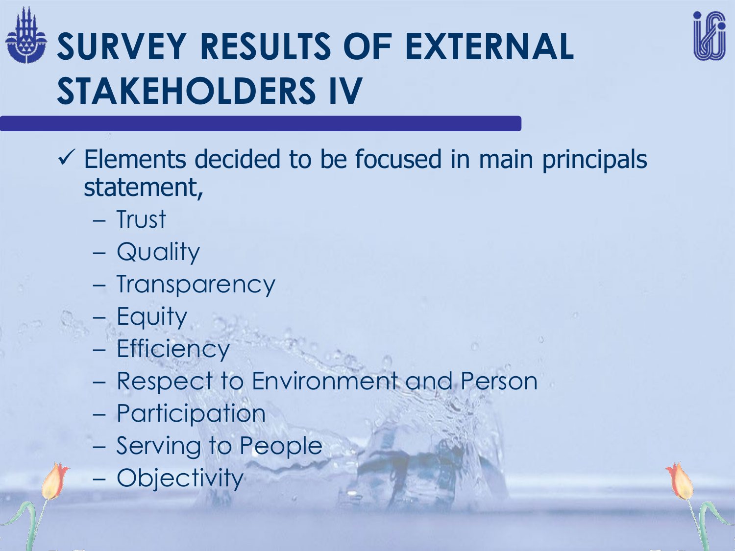# SURVEY RESULTS OF EXTERNAL STAKEHOLDERS IV

- ✓ Elements decided to be focused in main principals statement,
  - Trust
  - Quality
  - Transparency
  - Equity
  - Efficiency
  - Respect to Environment and Person
  - Participation
  - Serving to People
  - Objectivity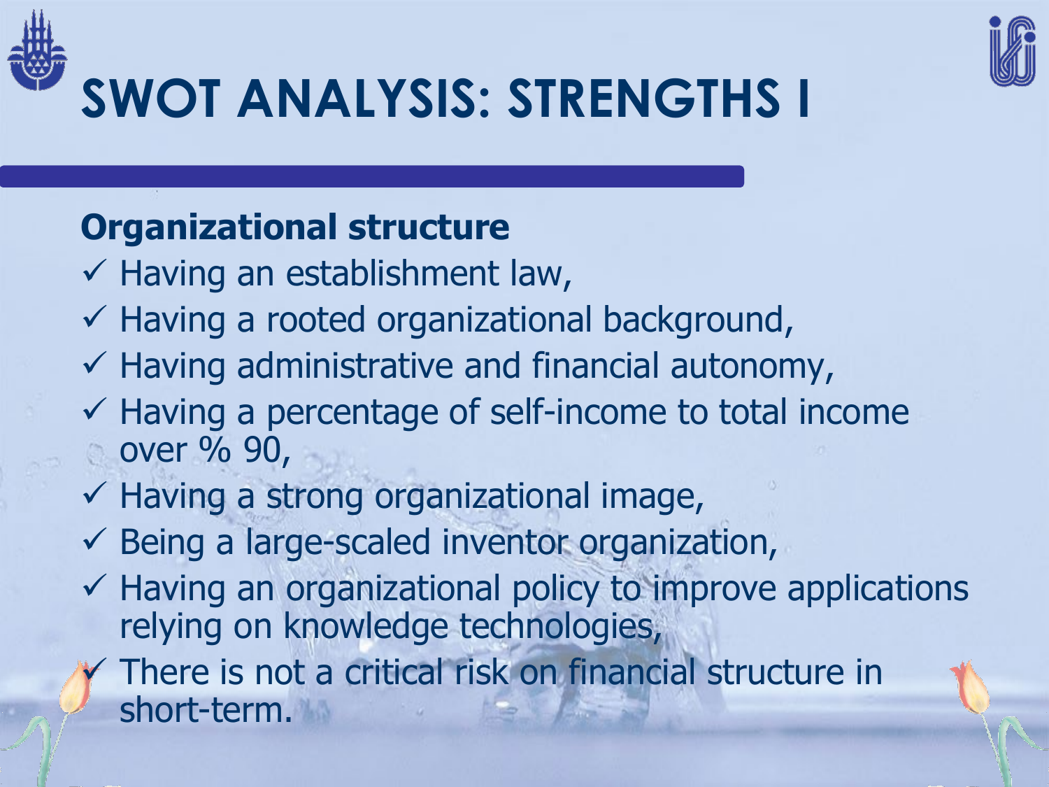# SWOT ANALYSIS: STRENGTHS I

**Organizational structure**

- ✓ Having an establishment law,
- ✓ Having a rooted organizational background,
- ✓ Having administrative and financial autonomy,
- ✓ Having a percentage of self-income to total income over % 90,
- ✓ Having a strong organizational image,
- ✓ Being a large-scaled inventor organization,
- ✓ Having an organizational policy to improve applications relying on knowledge technologies,
- ✓ There is not a critical risk on financial structure in short-term.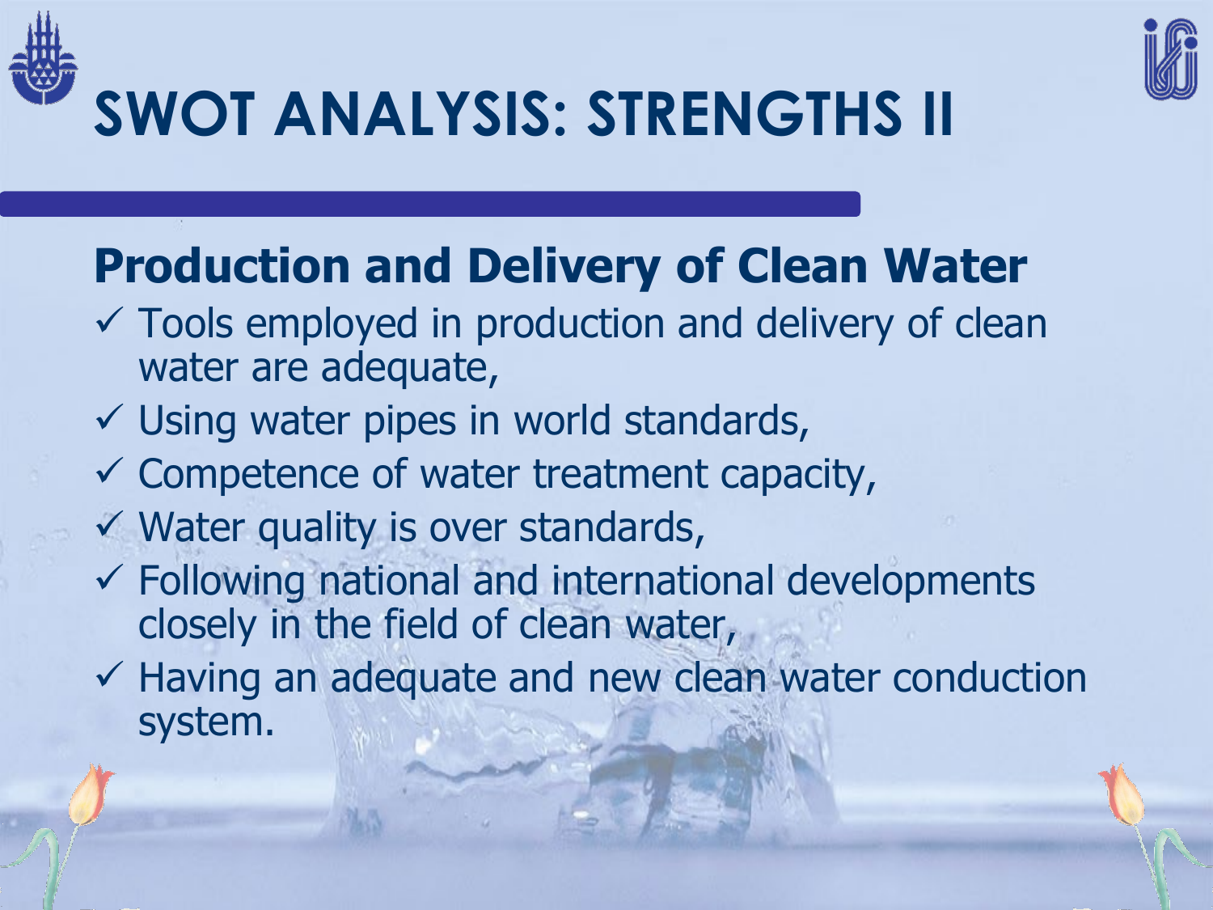# SWOT ANALYSIS: STRENGTHS II

## Production and Delivery of Clean Water

- ✓ Tools employed in production and delivery of clean water are adequate,
- ✓ Using water pipes in world standards,
- ✓ Competence of water treatment capacity,
- ✓ Water quality is over standards,
- ✓ Following national and international developments closely in the field of clean water,
- ✓ Having an adequate and new clean water conduction system.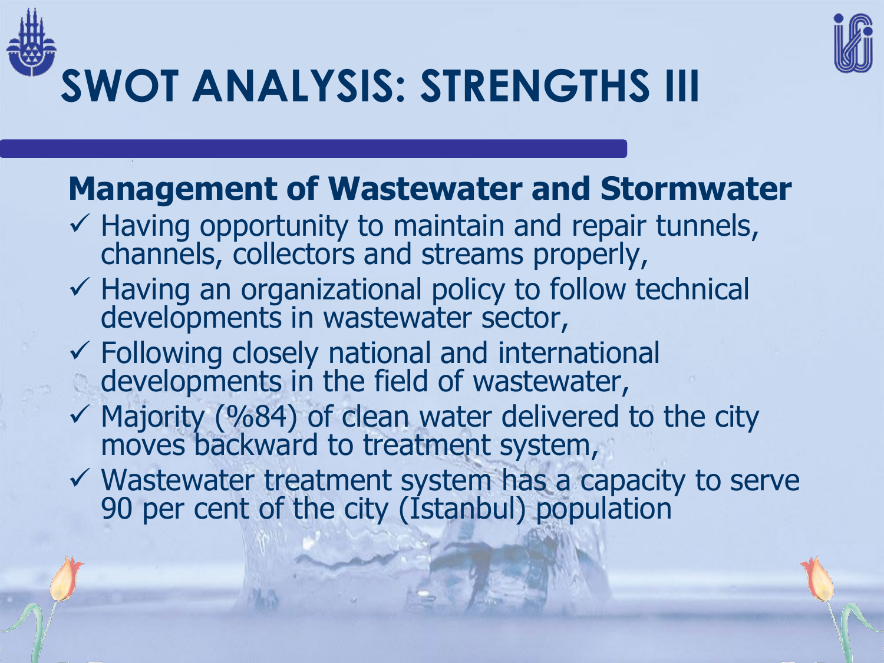# SWOT ANALYSIS: STRENGTHS III

## Management of Wastewater and Stormwater

- ✓ Having opportunity to maintain and repair tunnels, channels, collectors and streams properly,
- ✓ Having an organizational policy to follow technical developments in wastewater sector,
- ✓ Following closely national and international developments in the field of wastewater,
- ✓ Majority (%84) of clean water delivered to the city moves backward to treatment system,
- ✓ Wastewater treatment system has a capacity to serve 90 per cent of the city (İstanbul) population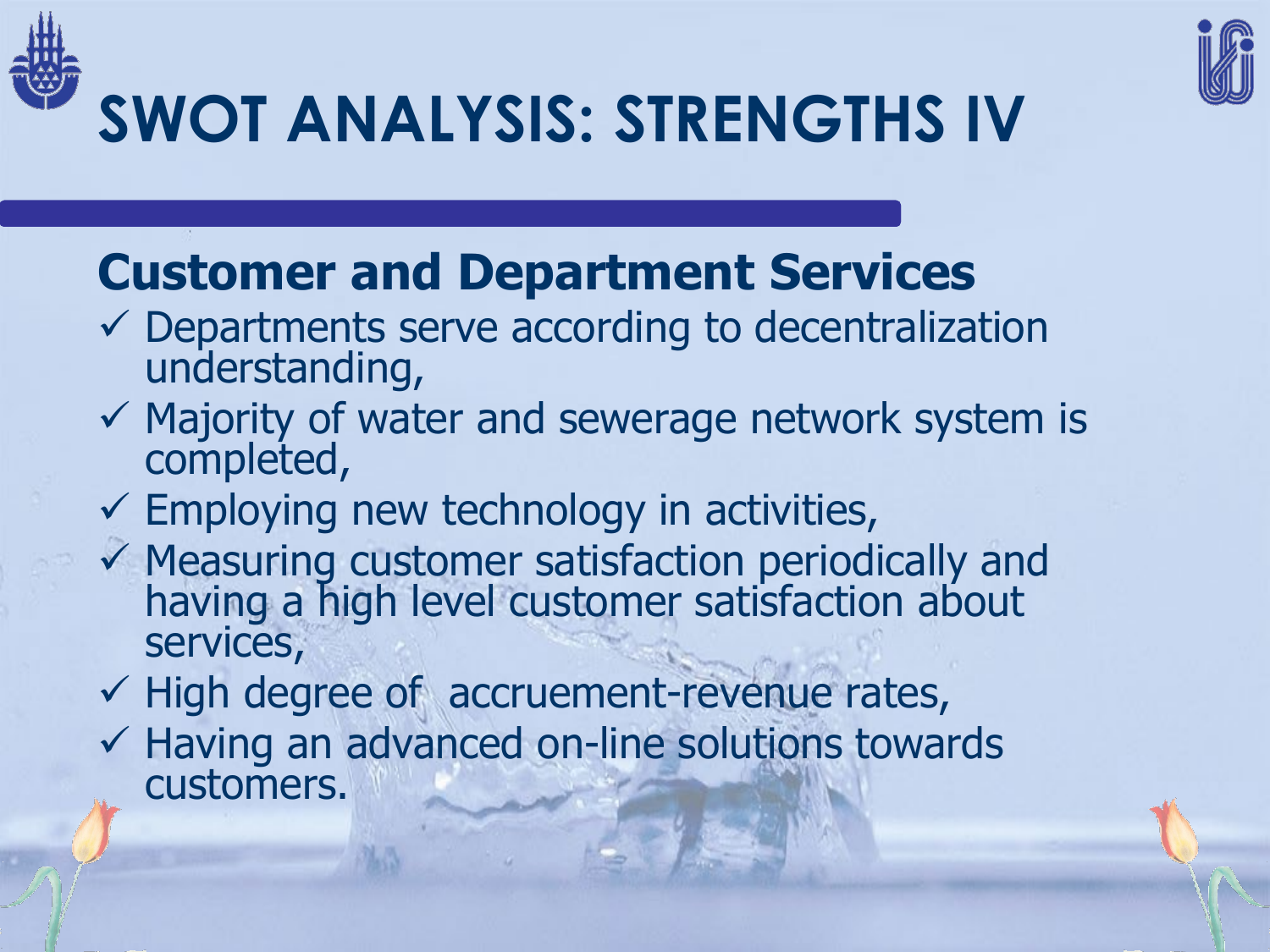# SWOT ANALYSIS: STRENGTHS IV

## Customer and Department Services

- ✓ Departments serve according to decentralization understanding,
- ✓ Majority of water and sewerage network system is completed,
- ✓ Employing new technology in activities,
- ✓ Measuring customer satisfaction periodically and having a high level customer satisfaction about services,
- ✓ High degree of accruement-revenue rates,
- ✓ Having an advanced on-line solutions towards customers.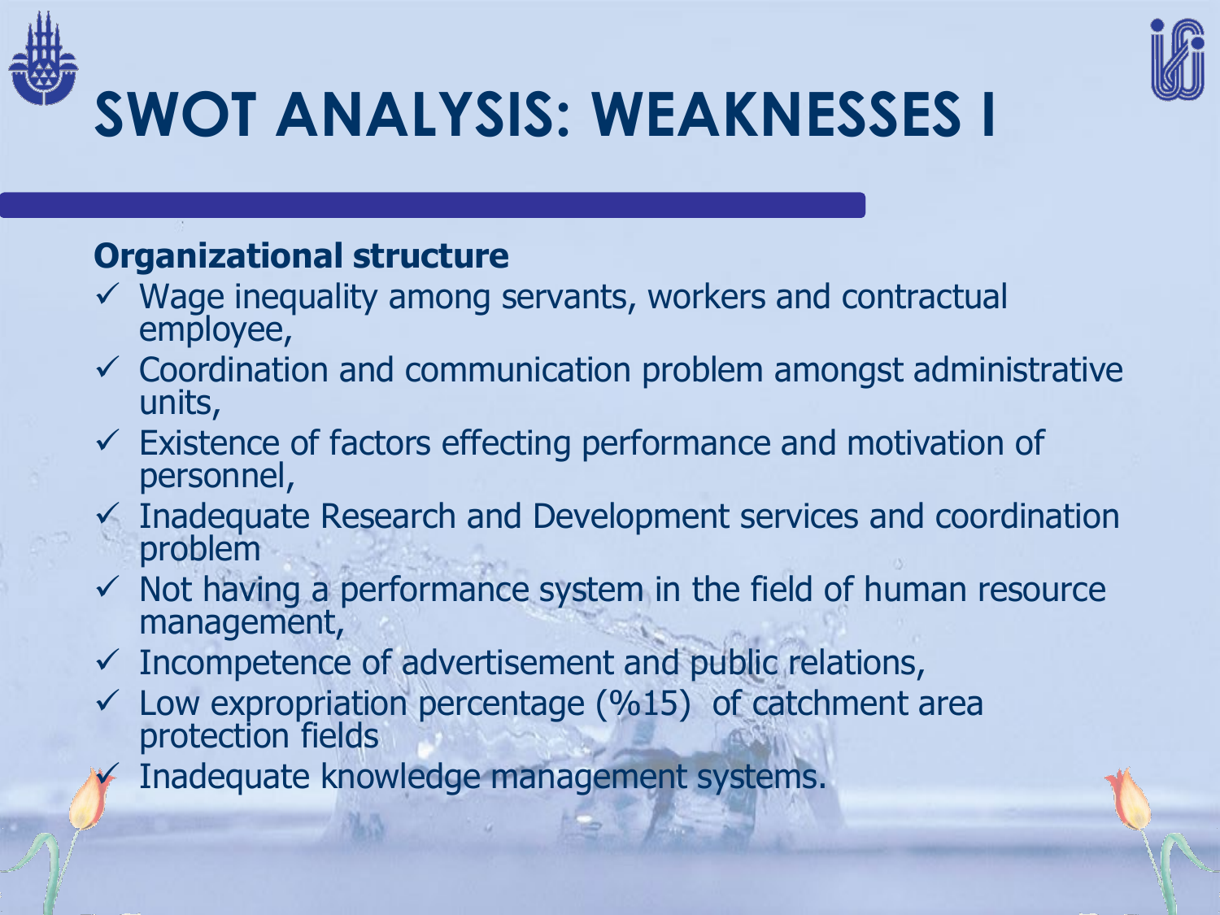# SWOT ANALYSIS: WEAKNESSES I

**Organizational structure**

- ✓ Wage inequality among servants, workers and contractual employee,
- ✓ Coordination and communication problem amongst administrative units,
- ✓ Existence of factors effecting performance and motivation of personnel,
- ✓ Inadequate Research and Development services and coordination problem
- ✓ Not having a performance system in the field of human resource management,
- ✓ Incompetence of advertisement and public relations,
- ✓ Low expropriation percentage (%15) of catchment area protection fields
- ✓ Inadequate knowledge management systems.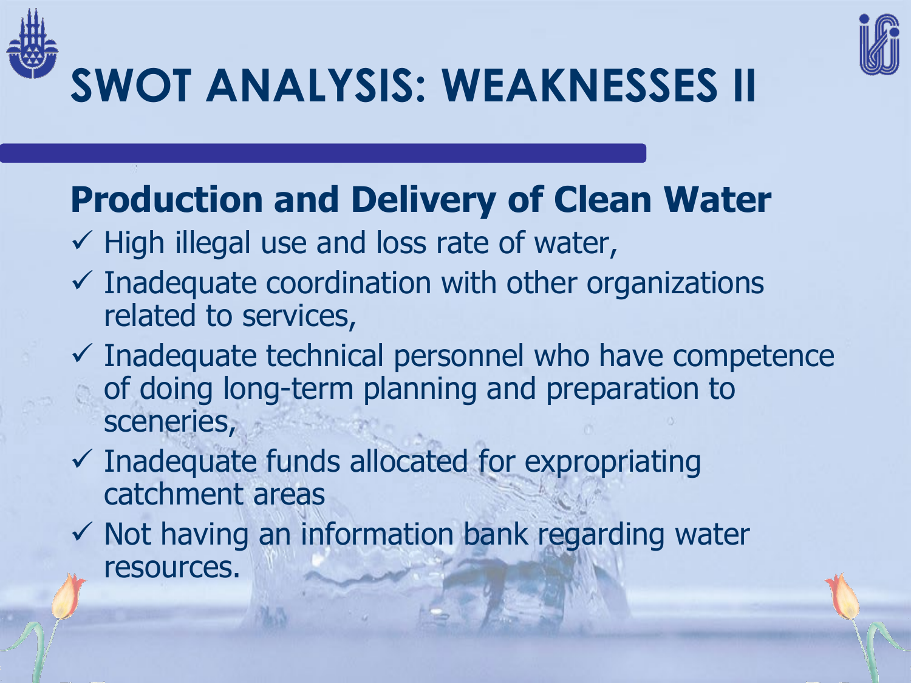# SWOT ANALYSIS: WEAKNESSES II

## Production and Delivery of Clean Water

- ✓ High illegal use and loss rate of water,
- ✓ Inadequate coordination with other organizations related to services,
- ✓ Inadequate technical personnel who have competence of doing long-term planning and preparation to sceneries,
- ✓ Inadequate funds allocated for expropriating catchment areas
- ✓ Not having an information bank regarding water resources.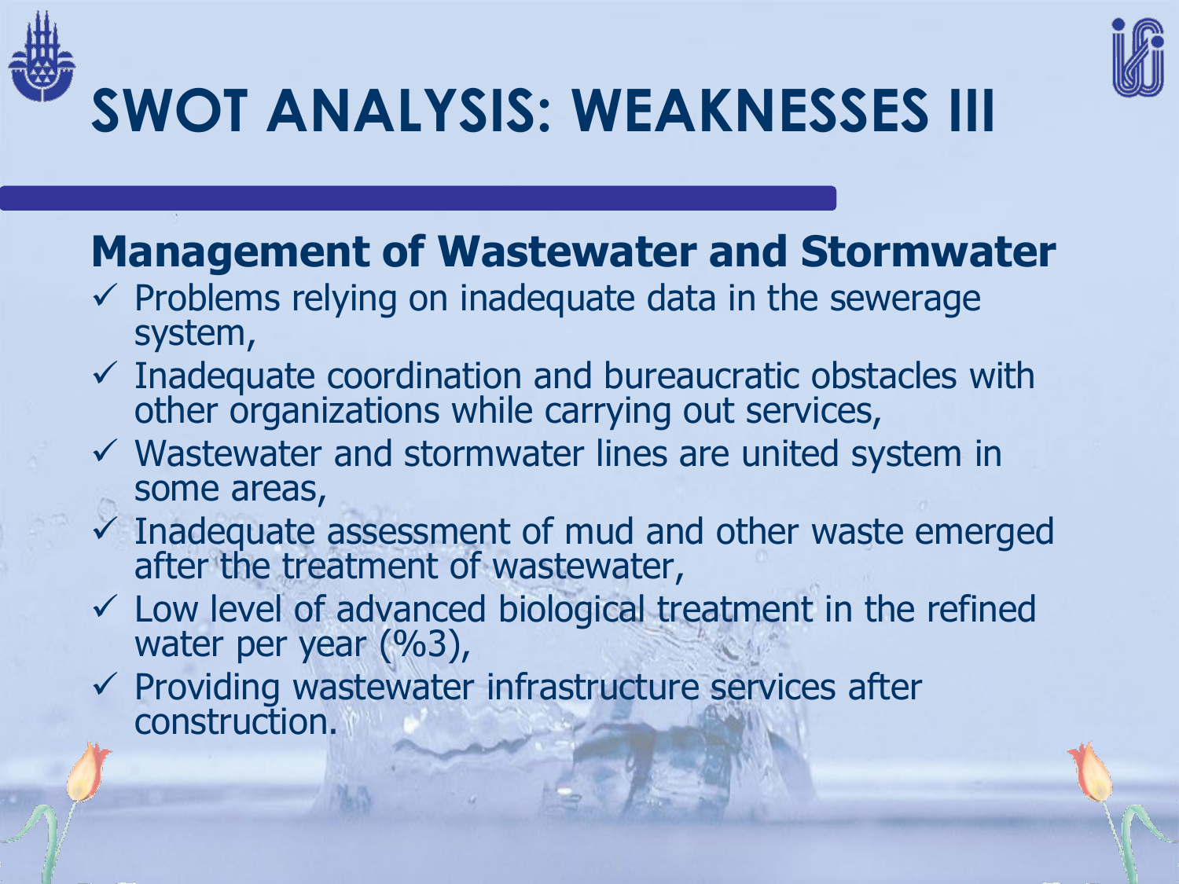# SWOT ANALYSIS: WEAKNESSES III

## Management of Wastewater and Stormwater

- ✓ Problems relying on inadequate data in the sewerage system,
- ✓ Inadequate coordination and bureaucratic obstacles with other organizations while carrying out services,
- ✓ Wastewater and stormwater lines are united system in some areas,
- ✓ Inadequate assessment of mud and other waste emerged after the treatment of wastewater,
- ✓ Low level of advanced biological treatment in the refined water per year (%3),
- ✓ Providing wastewater infrastructure services after construction.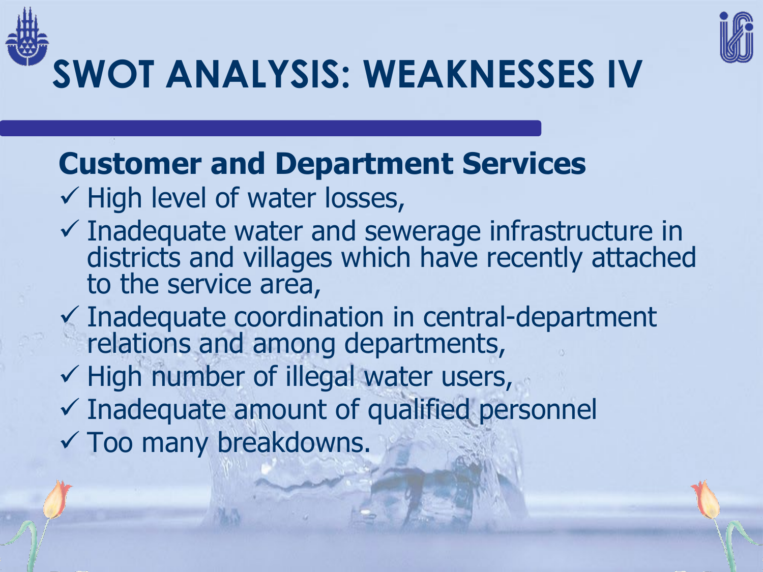# SWOT ANALYSIS: WEAKNESSES IV

## Customer and Department Services

- ✓ High level of water losses,
- ✓ Inadequate water and sewerage infrastructure in districts and villages which have recently attached to the service area,
- ✓ Inadequate coordination in central-department relations and among departments,
- ✓ High number of illegal water users,
- ✓ Inadequate amount of qualified personnel
- ✓ Too many breakdowns.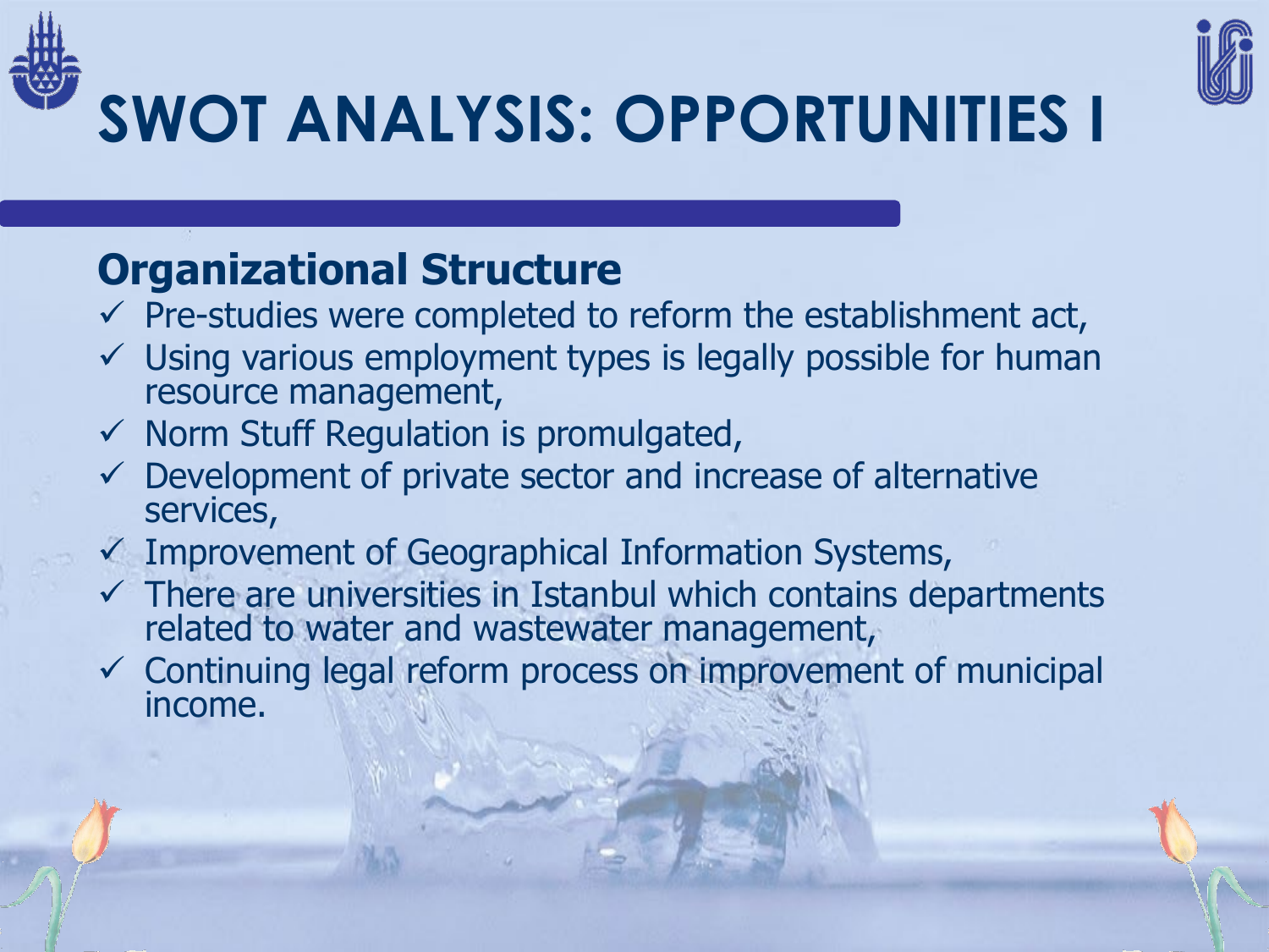# SWOT ANALYSIS: OPPORTUNITIES I

## Organizational Structure

- ✓ Pre-studies were completed to reform the establishment act,
- ✓ Using various employment types is legally possible for human resource management,
- ✓ Norm Stuff Regulation is promulgated,
- ✓ Development of private sector and increase of alternative services,
- ✓ Improvement of Geographical Information Systems,
- ✓ There are universities in Istanbul which contains departments related to water and wastewater management,
- ✓ Continuing legal reform process on improvement of municipal income.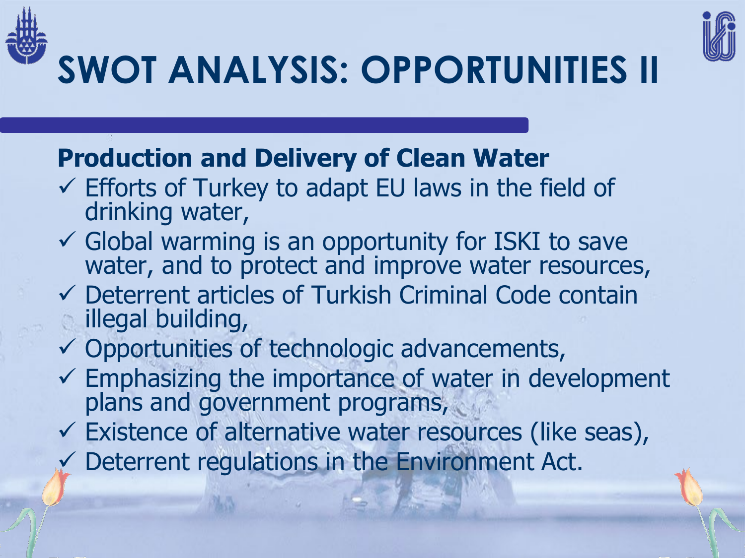# SWOT ANALYSIS: OPPORTUNITIES II

**Production and Delivery of Clean Water**

- ✓ Efforts of Turkey to adapt EU laws in the field of drinking water,
- ✓ Global warming is an opportunity for ISKI to save water, and to protect and improve water resources,
- ✓ Deterrent articles of Turkish Criminal Code contain illegal building,
- ✓ Opportunities of technologic advancements,
- ✓ Emphasizing the importance of water in development plans and government programs,
- ✓ Existence of alternative water resources (like seas),
- ✓ Deterrent regulations in the Environment Act.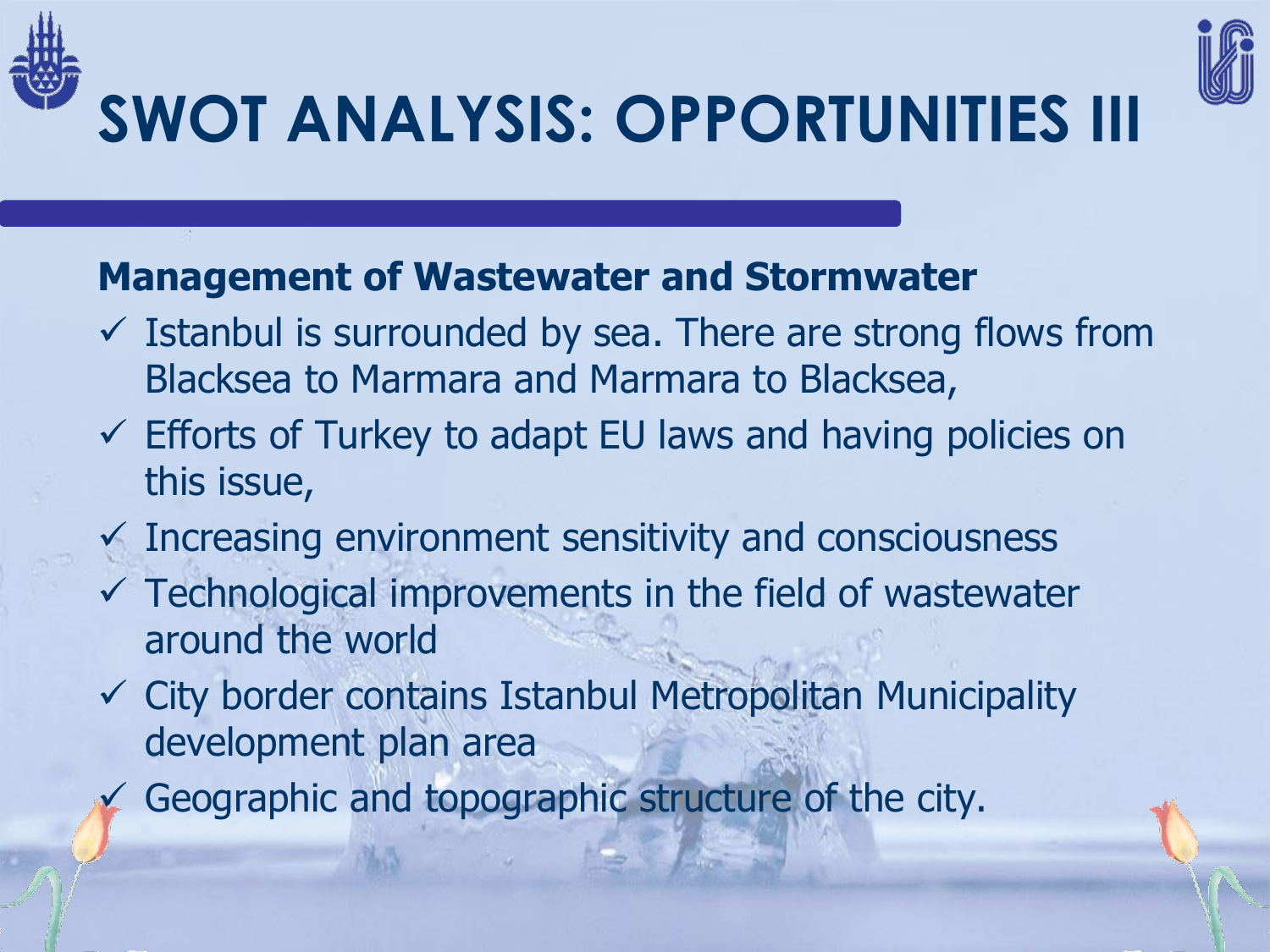# SWOT ANALYSIS: OPPORTUNITIES III

**Management of Wastewater and Stormwater**

- ✓ Istanbul is surrounded by sea. There are strong flows from Blacksea to Marmara and Marmara to Blacksea,
- ✓ Efforts of Turkey to adapt EU laws and having policies on this issue,
- ✓ Increasing environment sensitivity and consciousness
- ✓ Technological improvements in the field of wastewater around the world
- ✓ City border contains Istanbul Metropolitan Municipality development plan area
- ✓ Geographic and topographic structure of the city.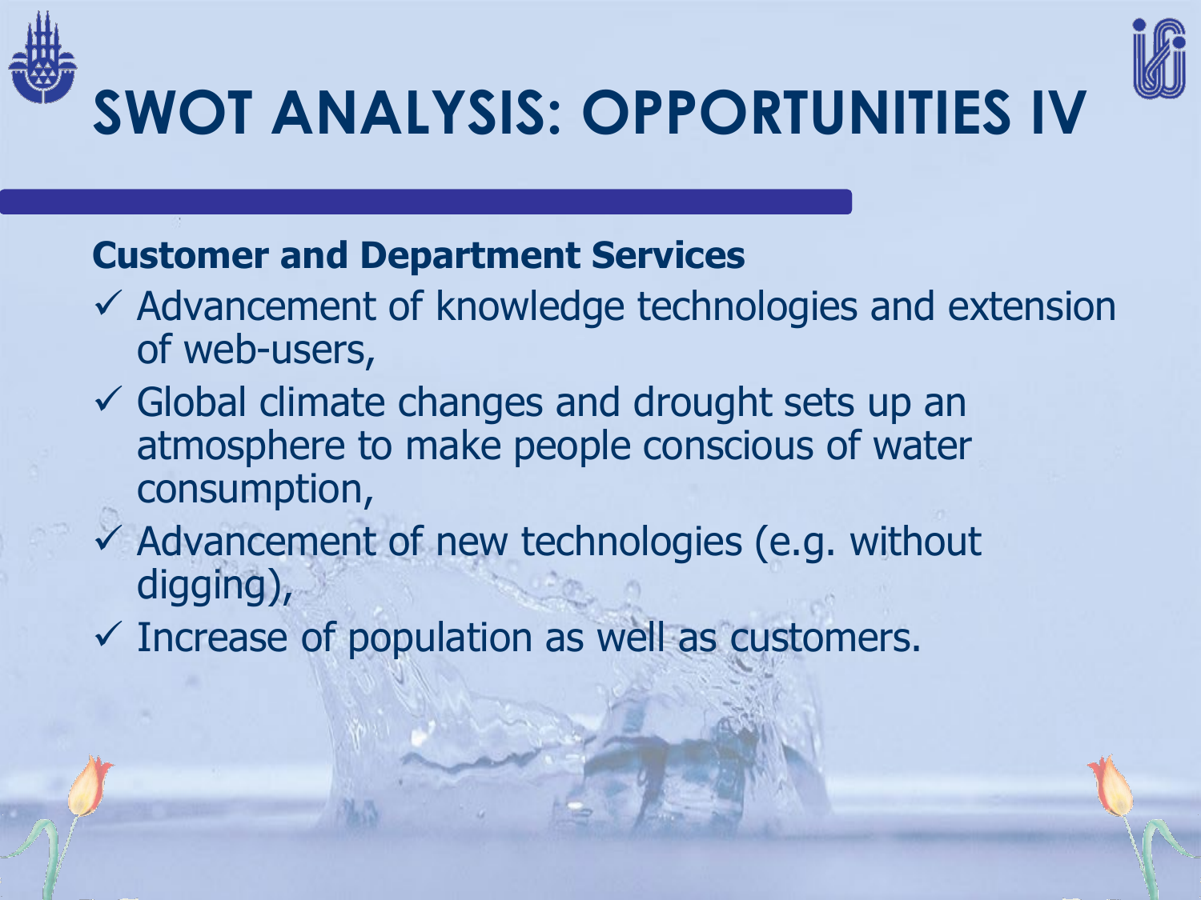# SWOT ANALYSIS: OPPORTUNITIES IV

**Customer and Department Services**

- ✓ Advancement of knowledge technologies and extension of web-users,
- ✓ Global climate changes and drought sets up an atmosphere to make people conscious of water consumption,
- ✓ Advancement of new technologies (e.g. without digging),
- ✓ Increase of population as well as customers.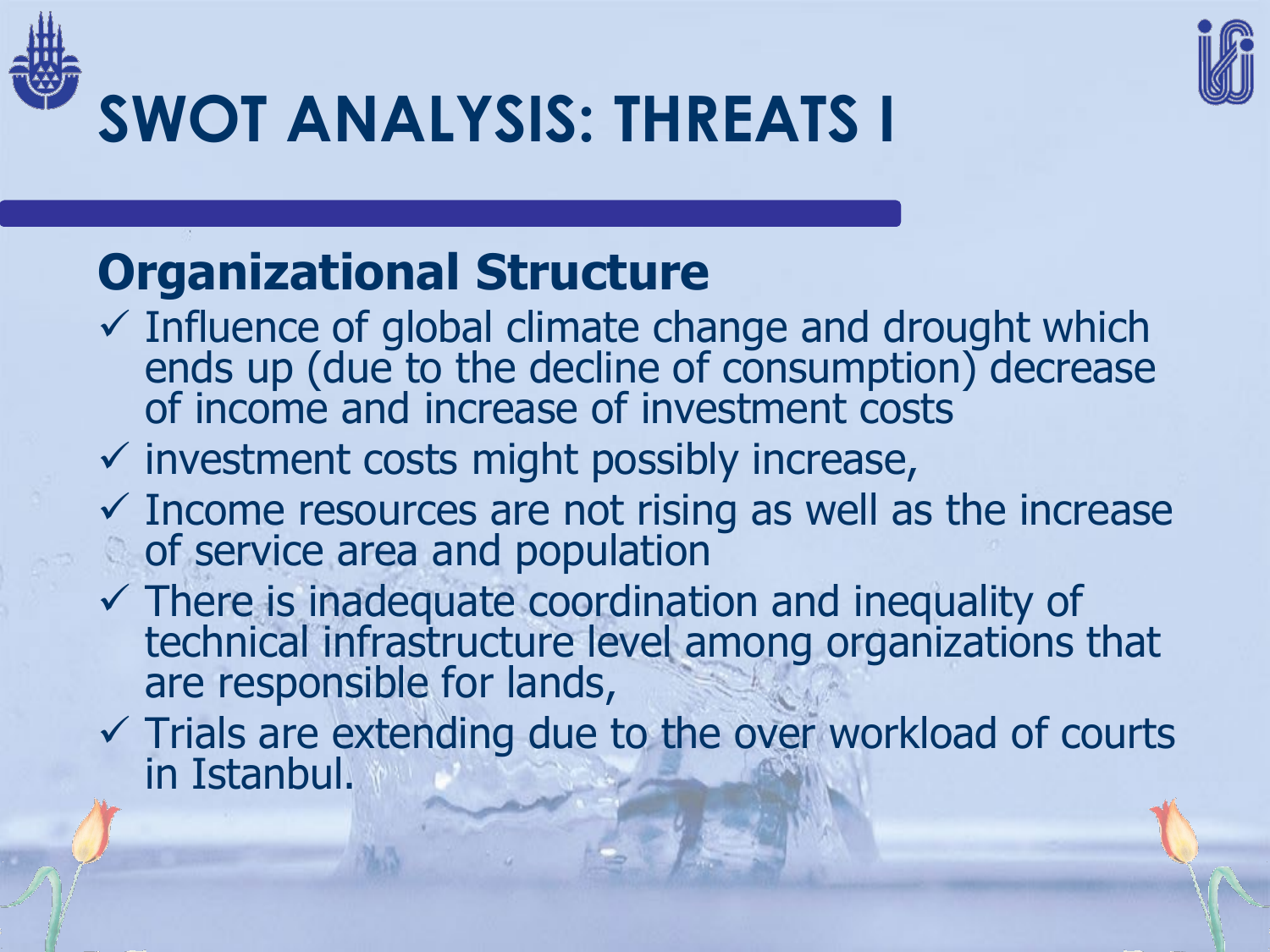# SWOT ANALYSIS: THREATS I

## Organizational Structure

- ✓ Influence of global climate change and drought which ends up (due to the decline of consumption) decrease of income and increase of investment costs
- ✓ investment costs might possibly increase,
- ✓ Income resources are not rising as well as the increase of service area and population
- ✓ There is inadequate coordination and inequality of technical infrastructure level among organizations that are responsible for lands,
- ✓ Trials are extending due to the over workload of courts in Istanbul.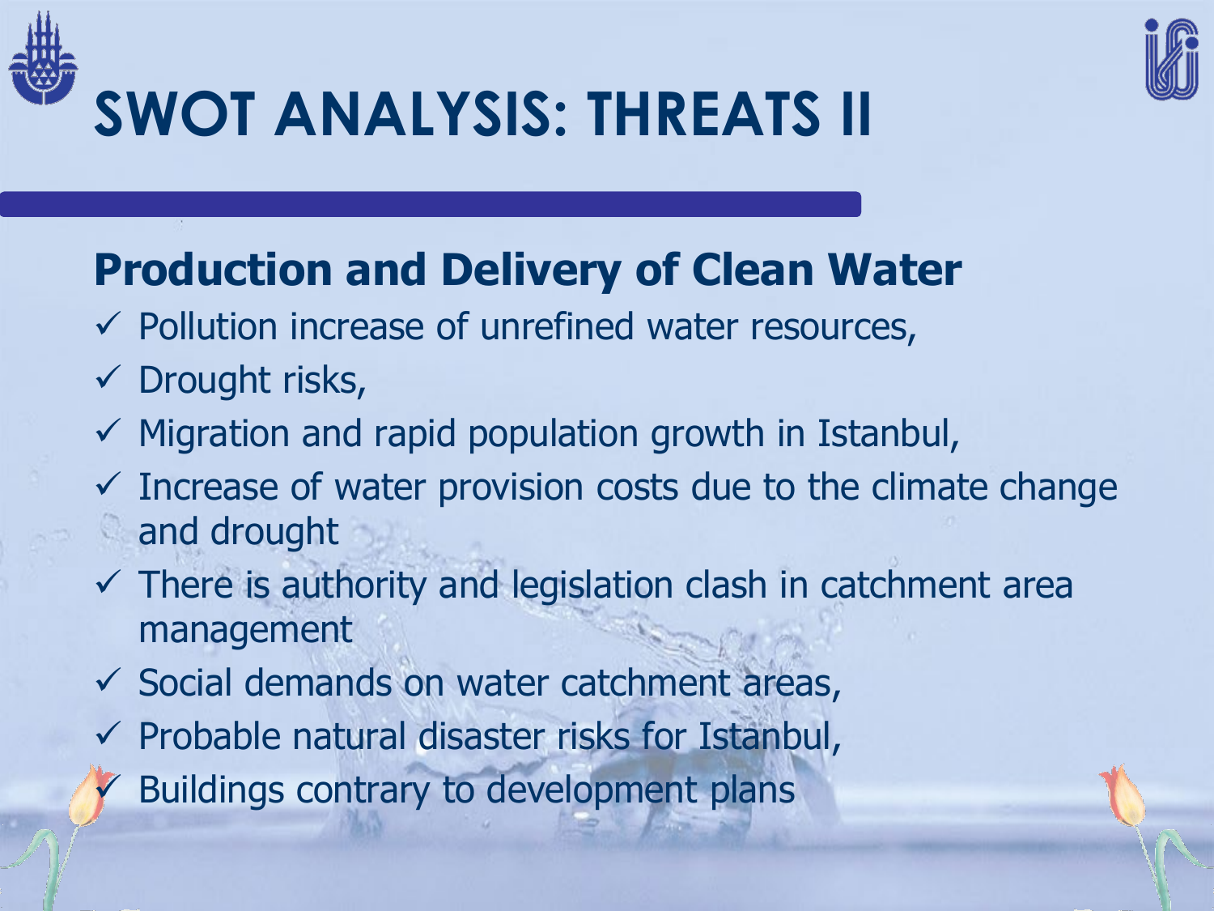# SWOT ANALYSIS: THREATS II

## Production and Delivery of Clean Water

- ✓ Pollution increase of unrefined water resources,
- ✓ Drought risks,
- ✓ Migration and rapid population growth in Istanbul,
- ✓ Increase of water provision costs due to the climate change and drought
- ✓ There is authority and legislation clash in catchment area management
- ✓ Social demands on water catchment areas,
- ✓ Probable natural disaster risks for Istanbul,
- ✓ Buildings contrary to development plans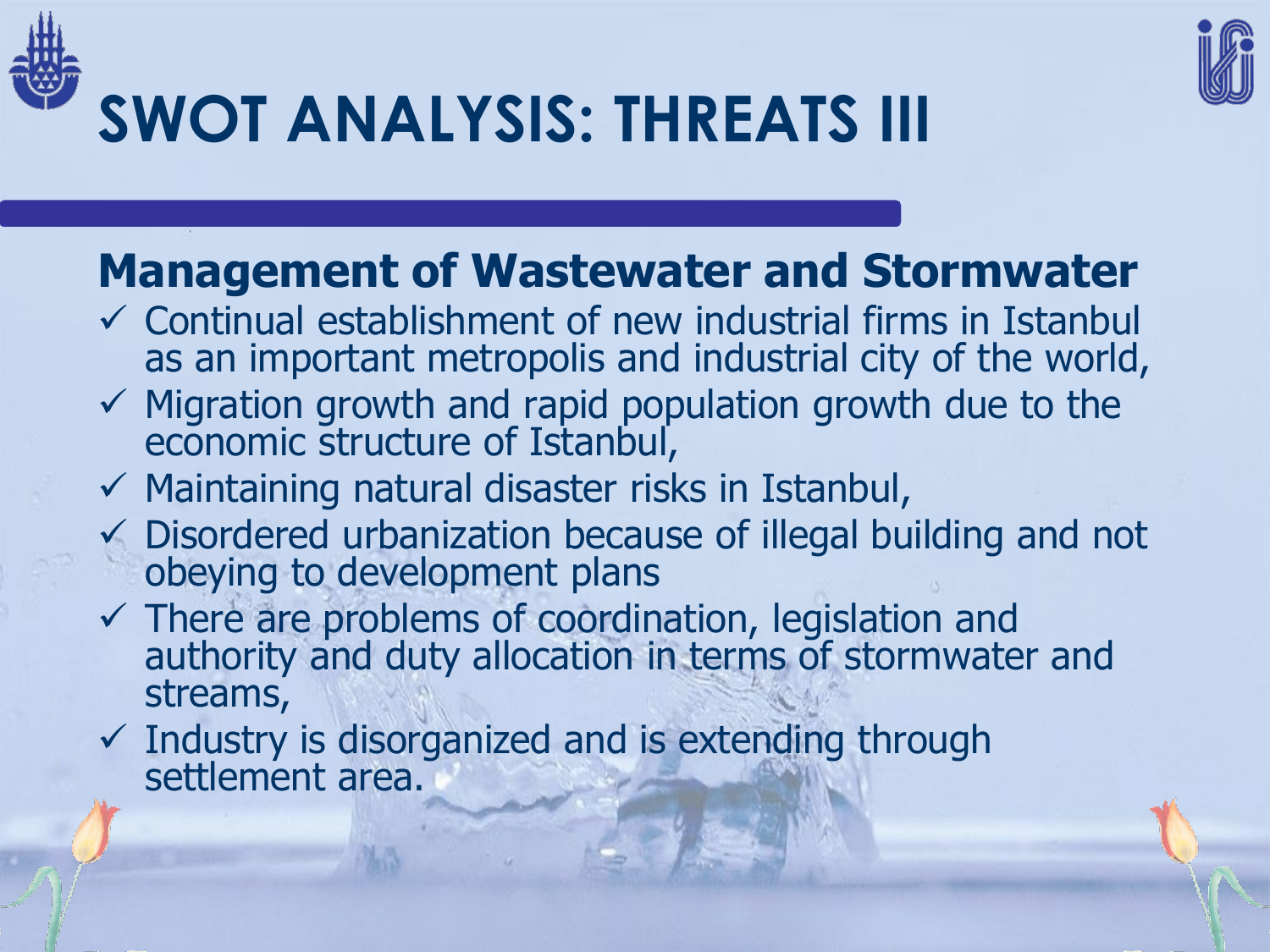# SWOT ANALYSIS: THREATS III

## Management of Wastewater and Stormwater

- ✓ Continual establishment of new industrial firms in Istanbul as an important metropolis and industrial city of the world,
- ✓ Migration growth and rapid population growth due to the economic structure of Istanbul,
- ✓ Maintaining natural disaster risks in Istanbul,
- ✓ Disordered urbanization because of illegal building and not obeying to development plans
- ✓ There are problems of coordination, legislation and authority and duty allocation in terms of stormwater and streams,
- ✓ Industry is disorganized and is extending through settlement area.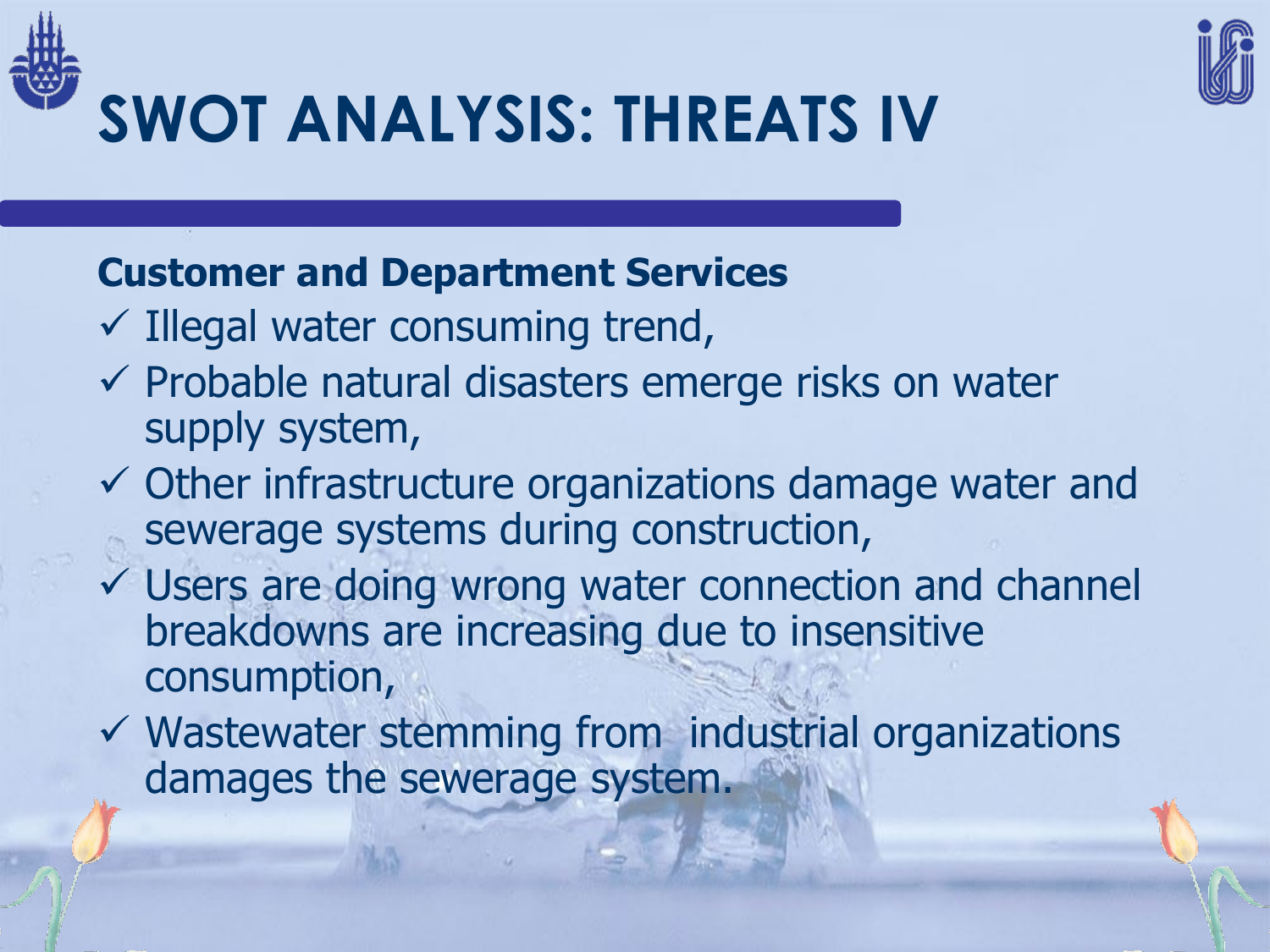# SWOT ANALYSIS: THREATS IV

**Customer and Department Services**

- ✓ Illegal water consuming trend,
- ✓ Probable natural disasters emerge risks on water supply system,
- ✓ Other infrastructure organizations damage water and sewerage systems during construction,
- ✓ Users are doing wrong water connection and channel breakdowns are increasing due to insensitive consumption,
- ✓ Wastewater stemming from industrial organizations damages the sewerage system.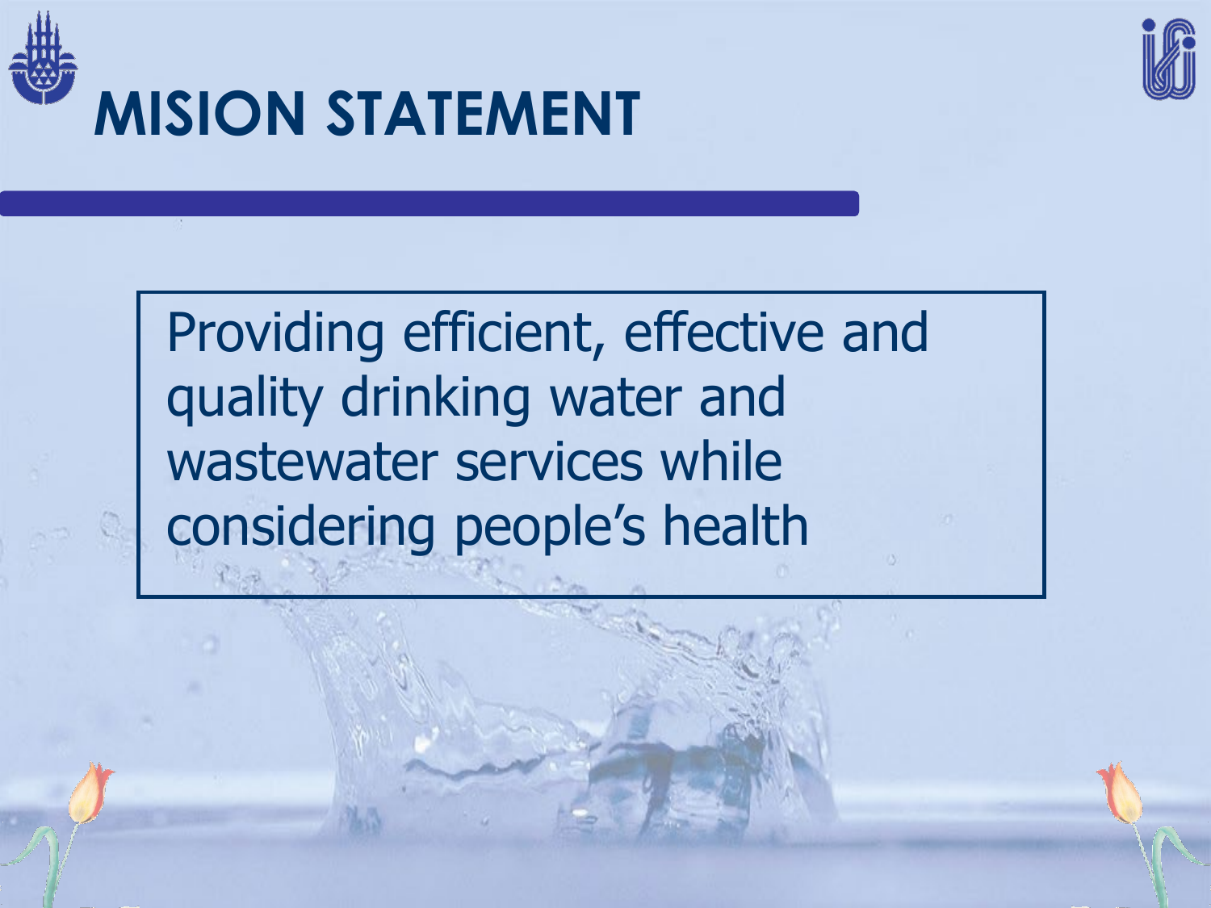# MISION STATEMENT

Providing efficient, effective and quality drinking water and wastewater services while considering people's health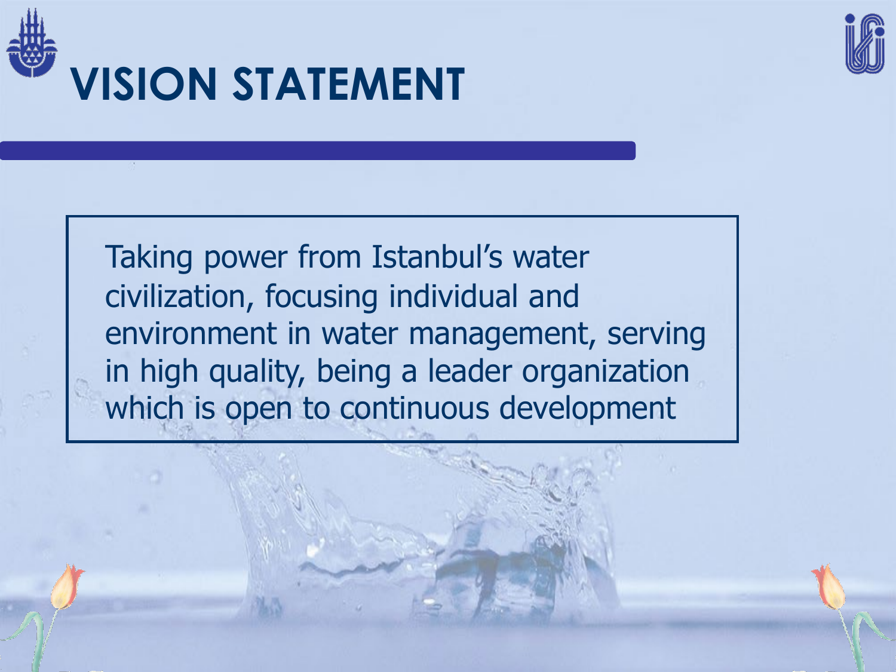# VISION STATEMENT

Taking power from Istanbul's water civilization, focusing individual and environment in water management, serving in high quality, being a leader organization which is open to continuous development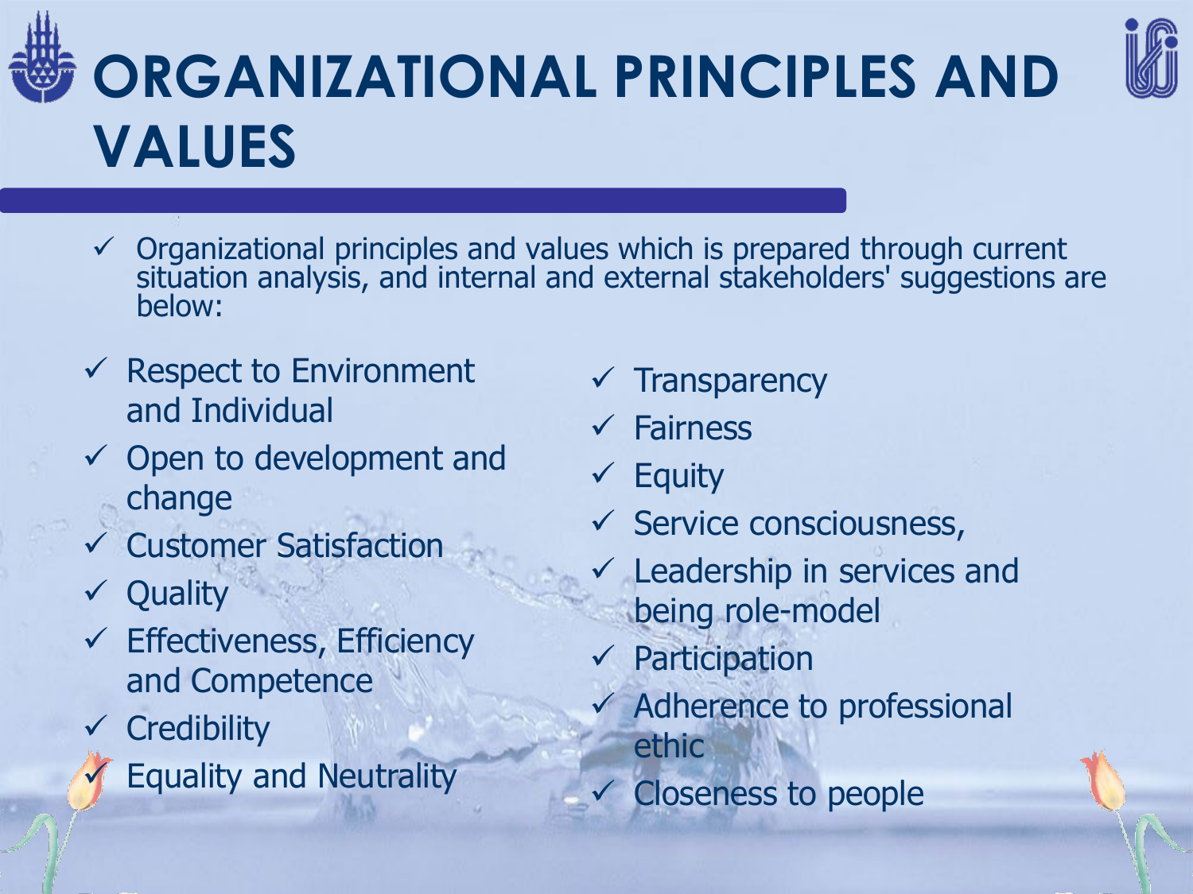# ORGANIZATIONAL PRINCIPLES AND VALUES

- Organizational principles and values which is prepared through current situation analysis, and internal and external stakeholders' suggestions are below:

- Respect to Environment and Individual
- Open to development and change
- Customer Satisfaction
- Quality
- Effectiveness, Efficiency and Competence
- Credibility
- Equality and Neutrality
- Transparency
- Fairness
- Equity
- Service consciousness,
- Leadership in services and being role-model
- Participation
- Adherence to professional ethic
- Closeness to people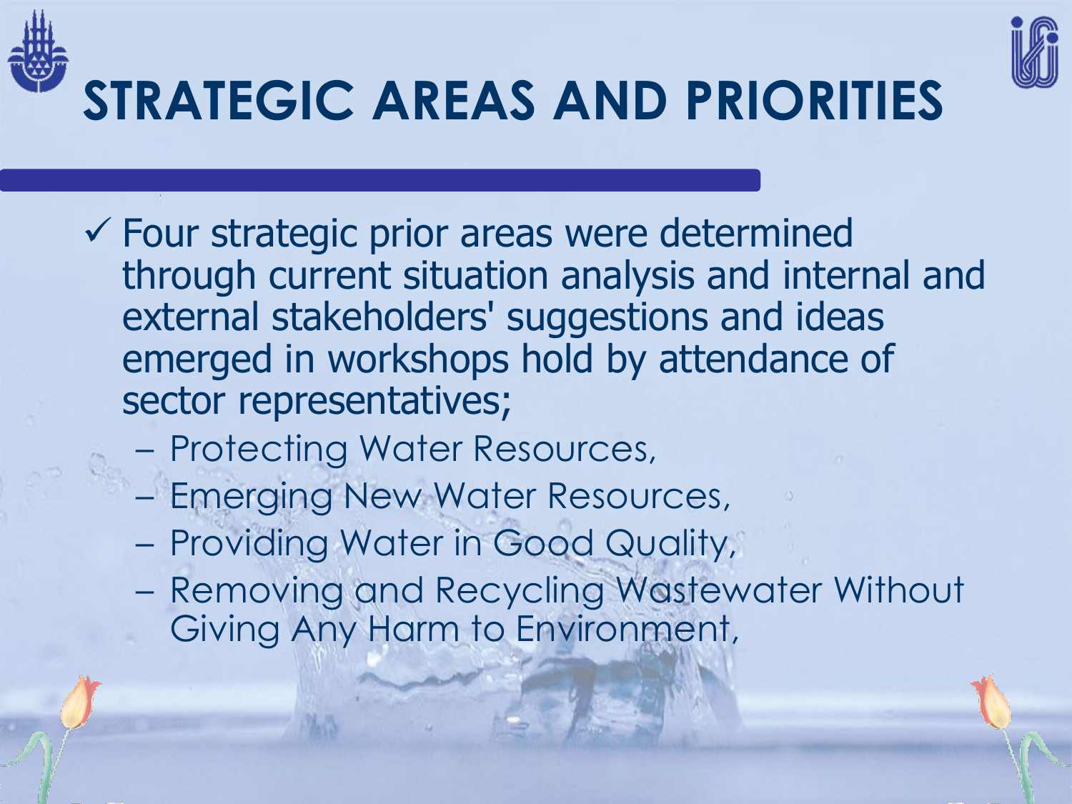# STRATEGIC AREAS AND PRIORITIES

- ✓ Four strategic prior areas were determined through current situation analysis and internal and external stakeholders' suggestions and ideas emerged in workshops hold by attendance of sector representatives;
  - Protecting Water Resources,
  - Emerging New Water Resources,
  - Providing Water in Good Quality,
  - Removing and Recycling Wastewater Without Giving Any Harm to Environment,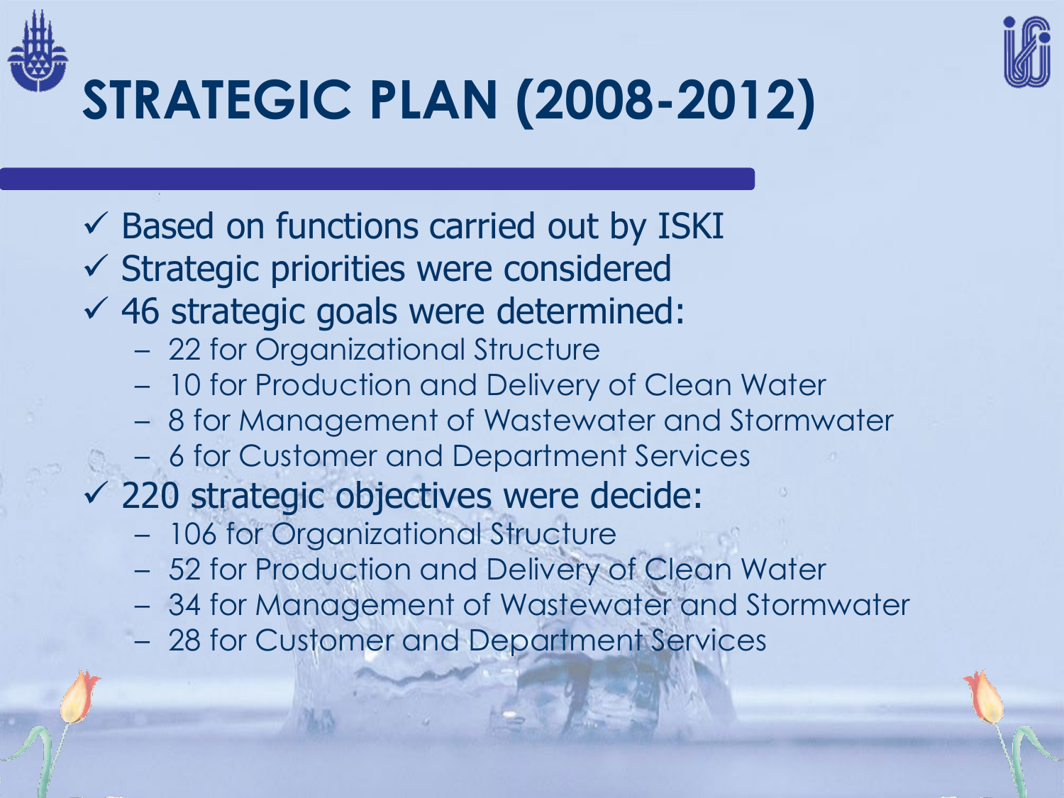# STRATEGIC PLAN (2008-2012)

- ✓ Based on functions carried out by ISKI
- ✓ Strategic priorities were considered
- ✓ 46 strategic goals were determined:
  - 22 for Organizational Structure
  - 10 for Production and Delivery of Clean Water
  - 8 for Management of Wastewater and Stormwater
  - 6 for Customer and Department Services
- ✓ 220 strategic objectives were decide:
  - 106 for Organizational Structure
  - 52 for Production and Delivery of Clean Water
  - 34 for Management of Wastewater and Stormwater
  - 28 for Customer and Department Services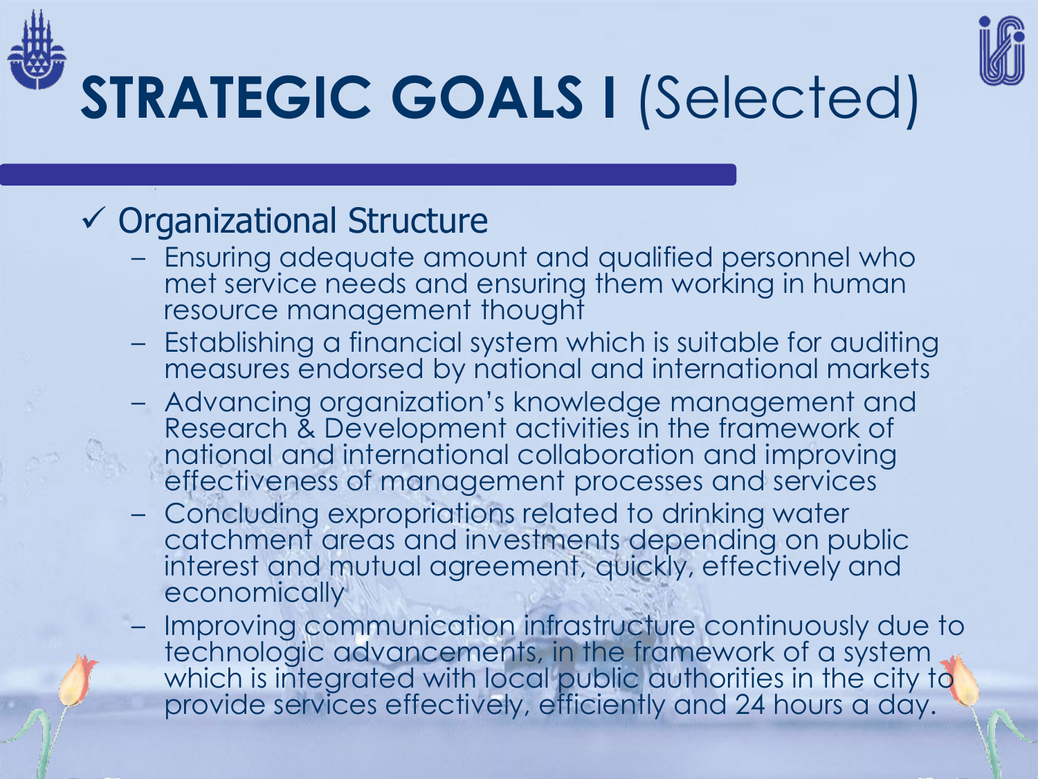# STRATEGIC GOALS I (Selected)

- ✓ Organizational Structure
  - Ensuring adequate amount and qualified personnel who met service needs and ensuring them working in human resource management thought
  - Establishing a financial system which is suitable for auditing measures endorsed by national and international markets
  - Advancing organization's knowledge management and Research & Development activities in the framework of national and international collaboration and improving effectiveness of management processes and services
  - Concluding expropriations related to drinking water catchment areas and investments depending on public interest and mutual agreement, quickly, effectively and economically
  - Improving communication infrastructure continuously due to technologic advancements, in the framework of a system which is integrated with local public authorities in the city to provide services effectively, efficiently and 24 hours a day.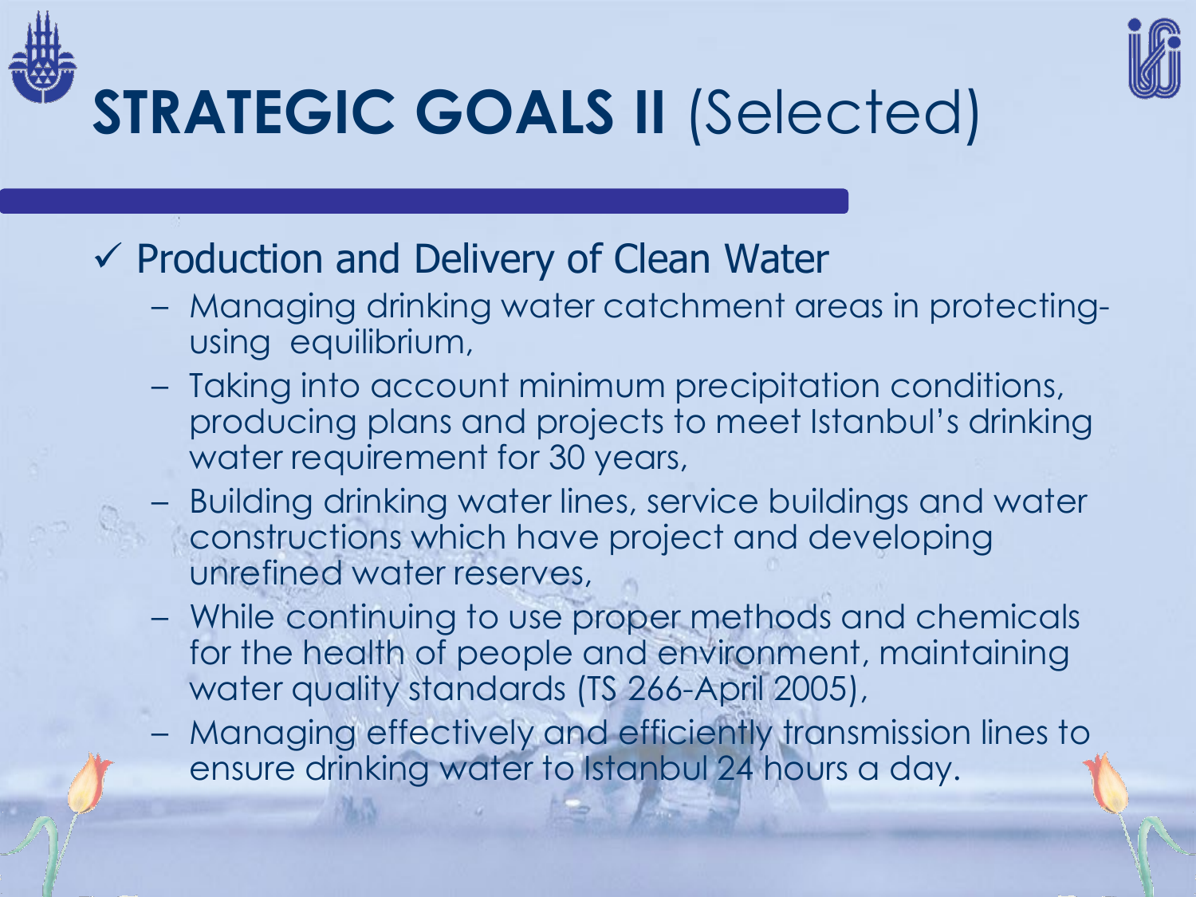# **STRATEGIC GOALS II** (Selected)

- ✓ Production and Delivery of Clean Water
  - Managing drinking water catchment areas in protecting-using equilibrium,
  - Taking into account minimum precipitation conditions, producing plans and projects to meet Istanbul's drinking water requirement for 30 years,
  - Building drinking water lines, service buildings and water constructions which have project and developing unrefined water reserves,
  - While continuing to use proper methods and chemicals for the health of people and environment, maintaining water quality standards (TS 266-April 2005),
  - Managing effectively and efficiently transmission lines to ensure drinking water to Istanbul 24 hours a day.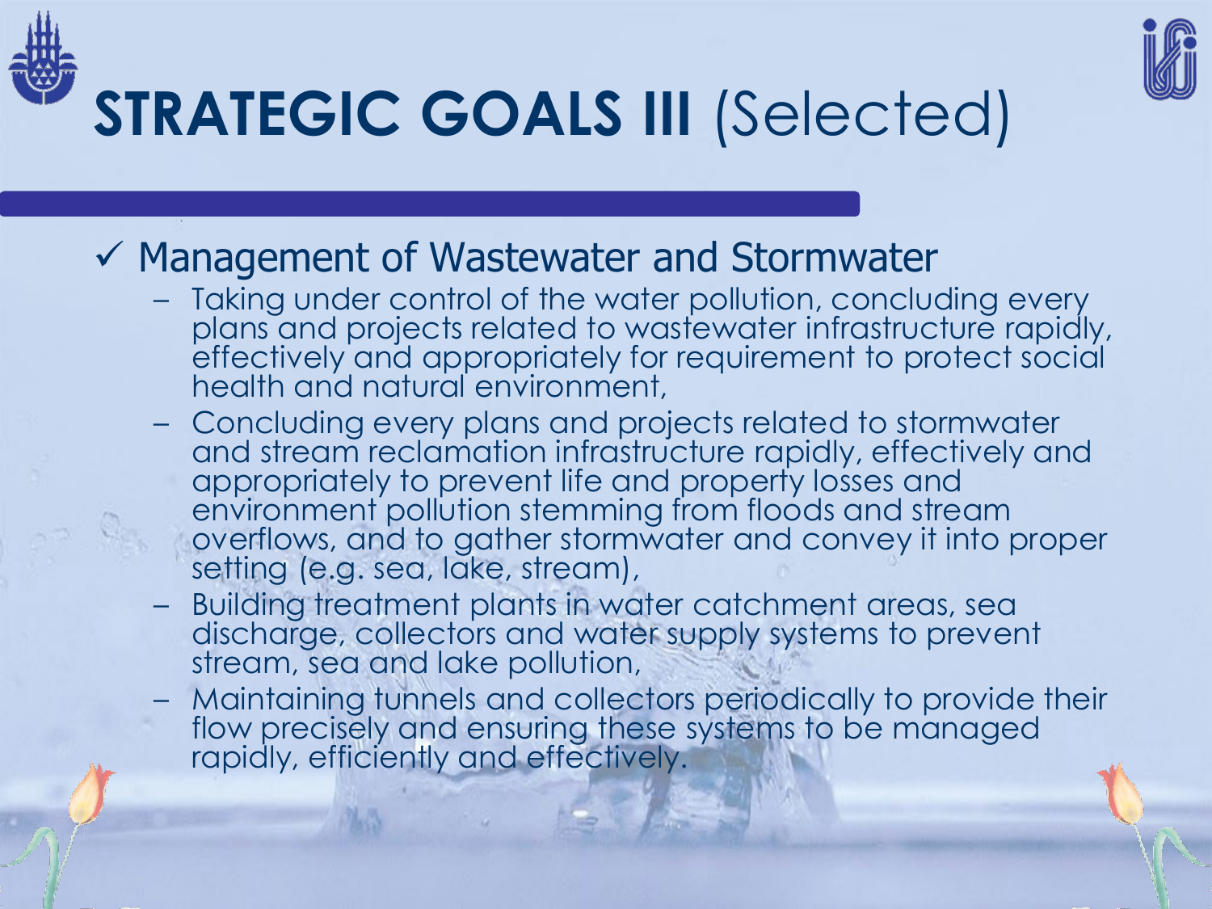# STRATEGIC GOALS III (Selected)

- ✓ Management of Wastewater and Stormwater
  - Taking under control of the water pollution, concluding every plans and projects related to wastewater infrastructure rapidly, effectively and appropriately for requirement to protect social health and natural environment,
  - Concluding every plans and projects related to stormwater and stream reclamation infrastructure rapidly, effectively and appropriately to prevent life and property losses and environment pollution stemming from floods and stream overflows, and to gather stormwater and convey it into proper setting (e.g. sea, lake, stream),
  - Building treatment plants in water catchment areas, sea discharge, collectors and water supply systems to prevent stream, sea and lake pollution,
  - Maintaining tunnels and collectors periodically to provide their flow precisely and ensuring these systems to be managed rapidly, efficiently and effectively.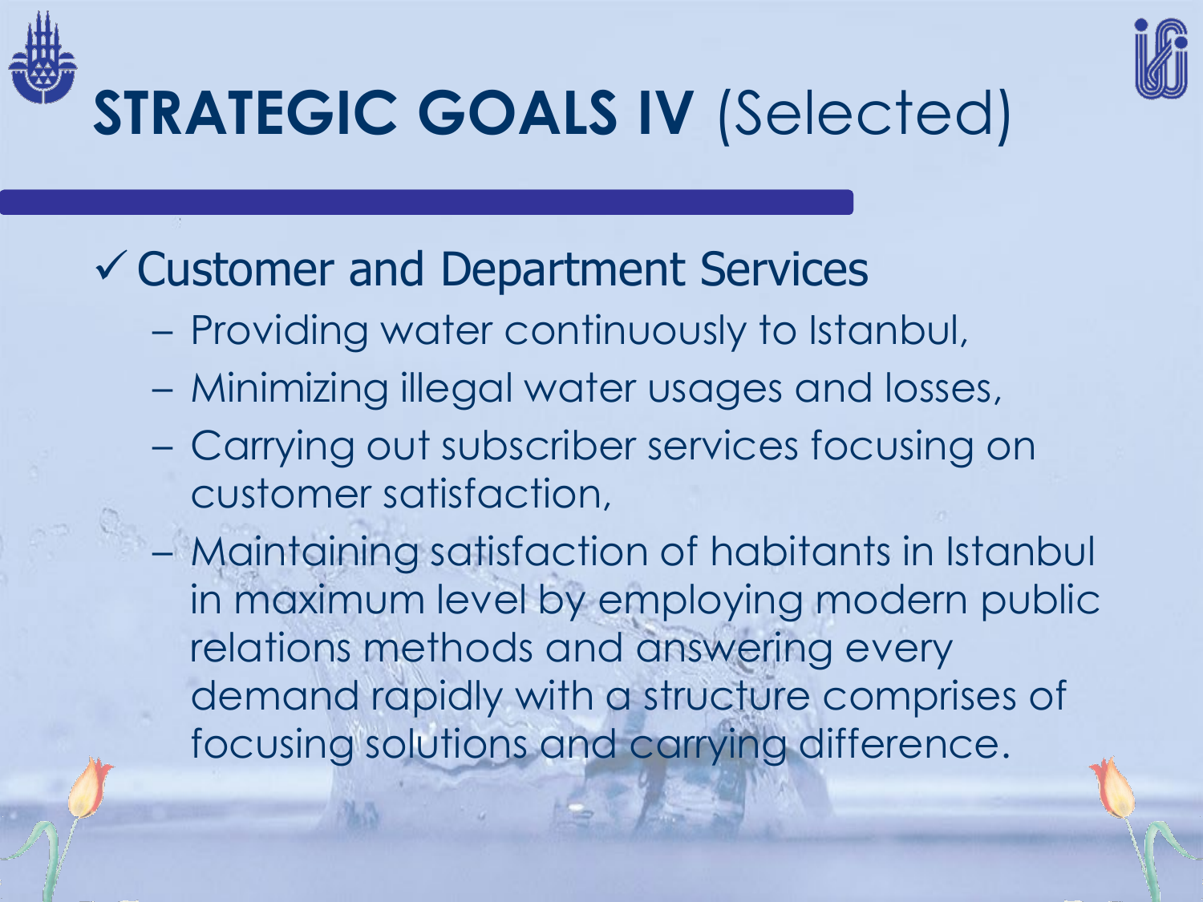# STRATEGIC GOALS IV (Selected)

- ✓ Customer and Department Services
  - Providing water continuously to Istanbul,
  - Minimizing illegal water usages and losses,
  - Carrying out subscriber services focusing on customer satisfaction,
  - Maintaining satisfaction of habitants in Istanbul in maximum level by employing modern public relations methods and answering every demand rapidly with a structure comprises of focusing solutions and carrying difference.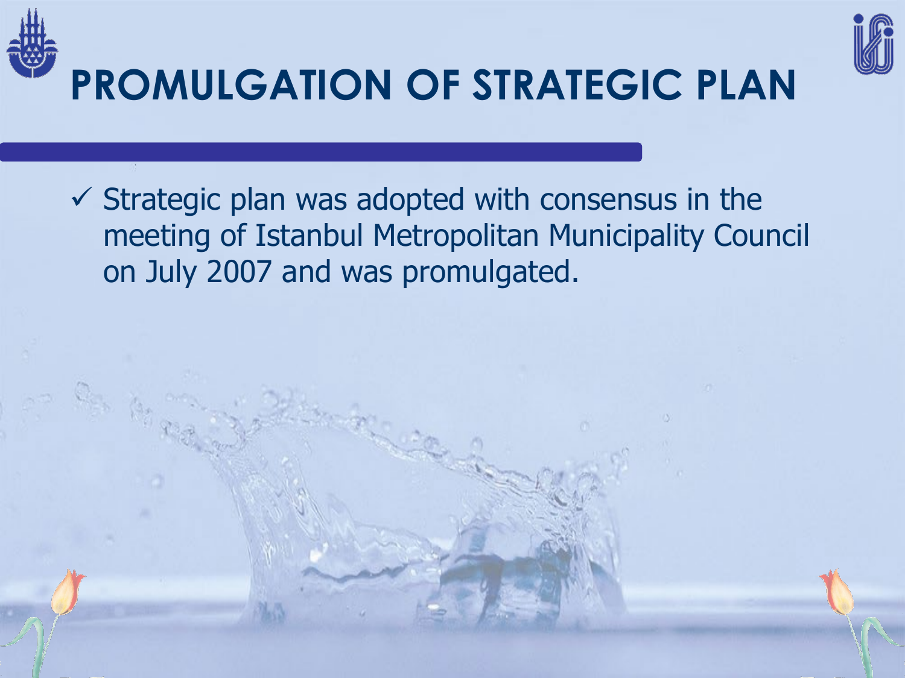# PROMULGATION OF STRATEGIC PLAN

- ✓ Strategic plan was adopted with consensus in the meeting of Istanbul Metropolitan Municipality Council on July 2007 and was promulgated.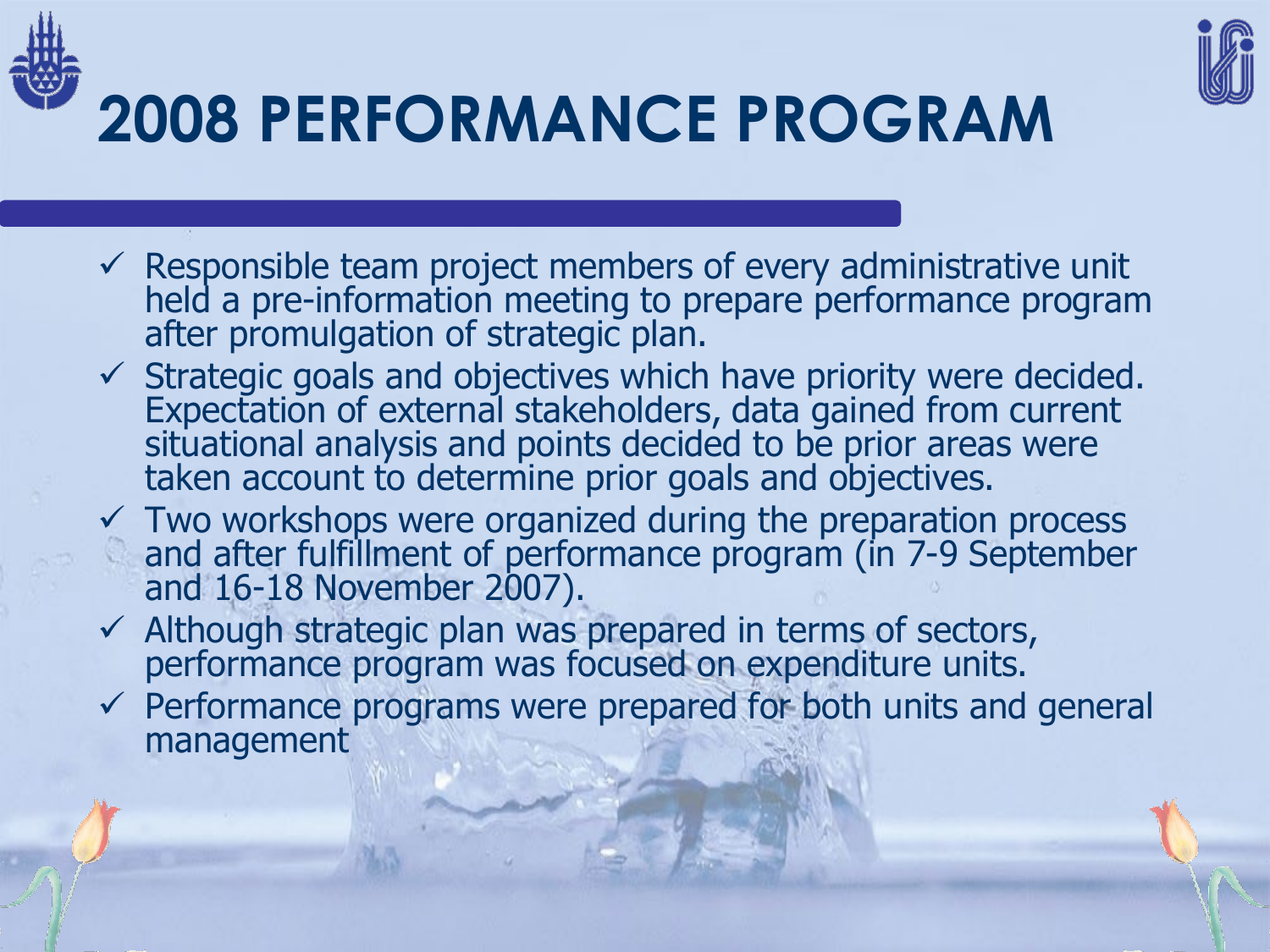# 2008 PERFORMANCE PROGRAM

- ✓ Responsible team project members of every administrative unit held a pre-information meeting to prepare performance program after promulgation of strategic plan.
- ✓ Strategic goals and objectives which have priority were decided. Expectation of external stakeholders, data gained from current situational analysis and points decided to be prior areas were taken account to determine prior goals and objectives.
- ✓ Two workshops were organized during the preparation process and after fulfillment of performance program (in 7-9 September and 16-18 November 2007).
- ✓ Although strategic plan was prepared in terms of sectors, performance program was focused on expenditure units.
- ✓ Performance programs were prepared for both units and general management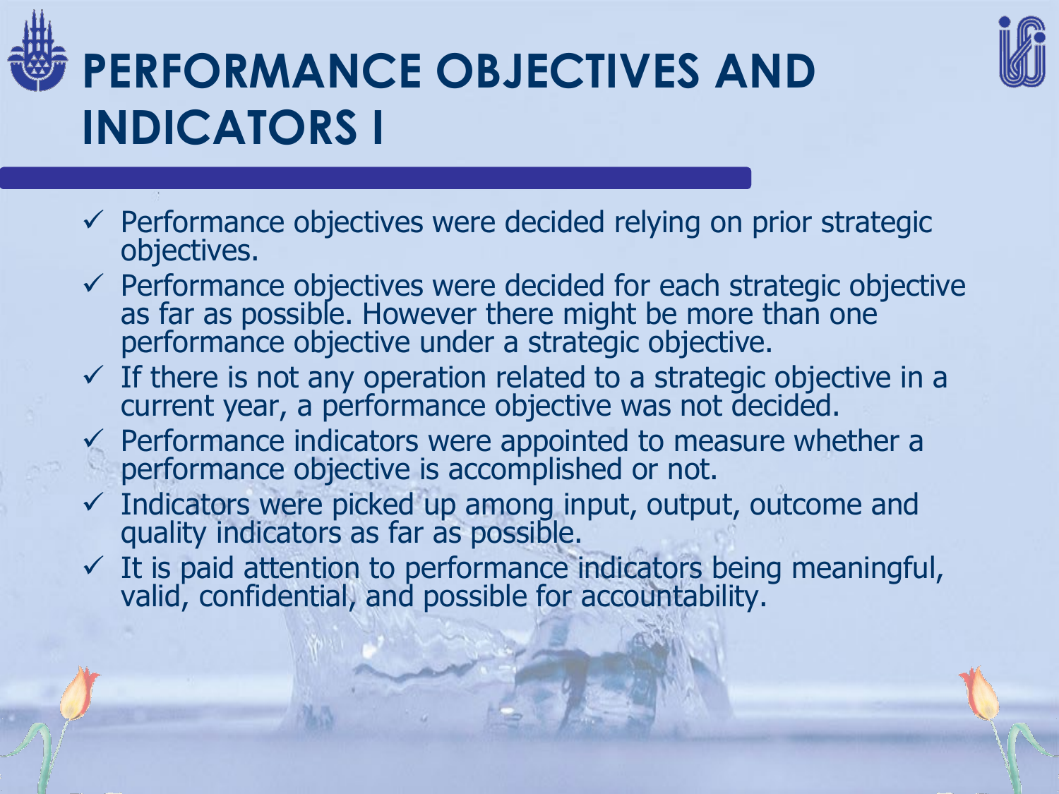# PERFORMANCE OBJECTIVES AND INDICATORS I

- ✓ Performance objectives were decided relying on prior strategic objectives.
- ✓ Performance objectives were decided for each strategic objective as far as possible. However there might be more than one performance objective under a strategic objective.
- ✓ If there is not any operation related to a strategic objective in a current year, a performance objective was not decided.
- ✓ Performance indicators were appointed to measure whether a performance objective is accomplished or not.
- ✓ Indicators were picked up among input, output, outcome and quality indicators as far as possible.
- ✓ It is paid attention to performance indicators being meaningful, valid, confidential, and possible for accountability.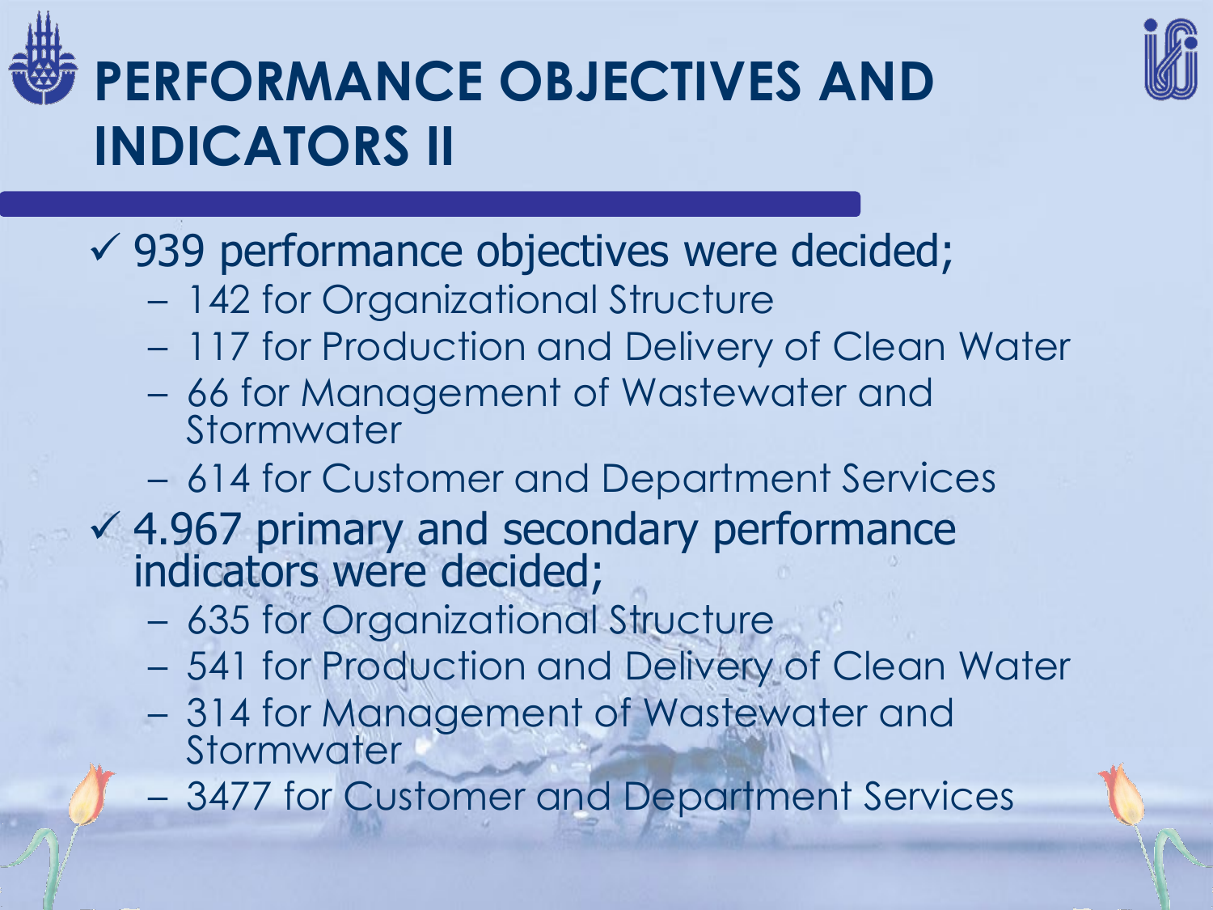# PERFORMANCE OBJECTIVES AND INDICATORS II

- ✓ 939 performance objectives were decided;
  - 142 for Organizational Structure
  - 117 for Production and Delivery of Clean Water
  - 66 for Management of Wastewater and Stormwater
  - 614 for Customer and Department Services
- ✓ 4.967 primary and secondary performance indicators were decided;
  - 635 for Organizational Structure
  - 541 for Production and Delivery of Clean Water
  - 314 for Management of Wastewater and Stormwater
  - 3477 for Customer and Department Services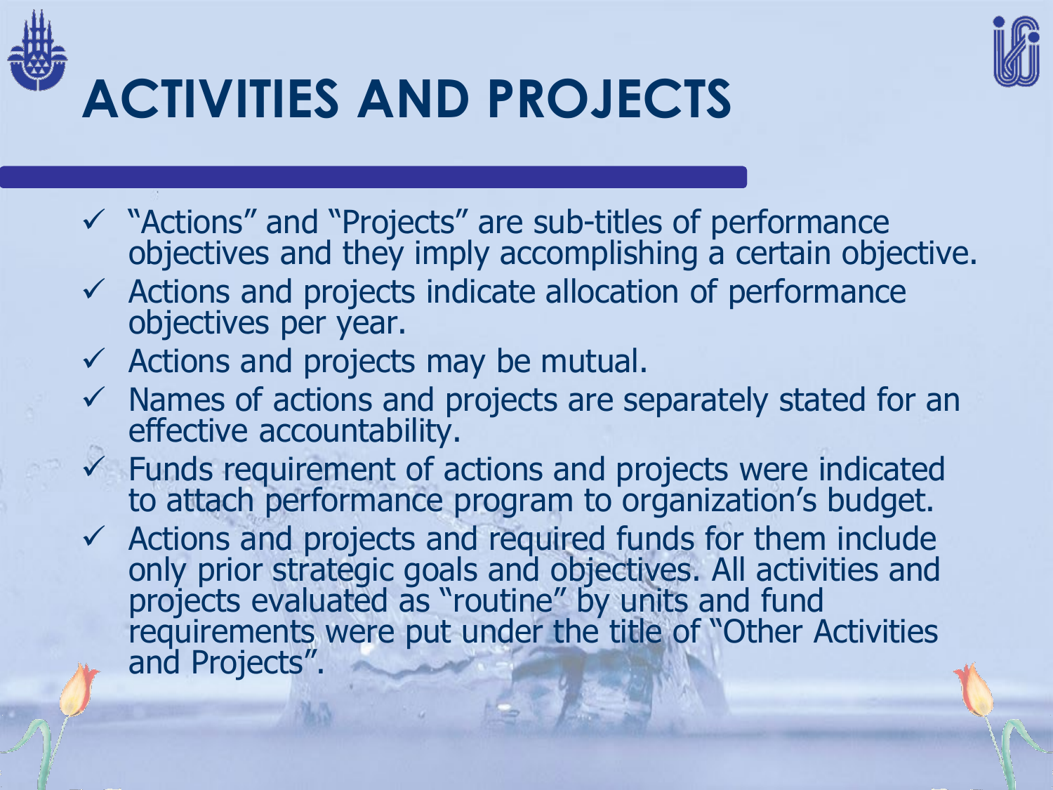# ACTIVITIES AND PROJECTS

- ✓ "Actions" and "Projects" are sub-titles of performance objectives and they imply accomplishing a certain objective.
- ✓ Actions and projects indicate allocation of performance objectives per year.
- ✓ Actions and projects may be mutual.
- ✓ Names of actions and projects are separately stated for an effective accountability.
- ✓ Funds requirement of actions and projects were indicated to attach performance program to organization's budget.
- ✓ Actions and projects and required funds for them include only prior strategic goals and objectives. All activities and projects evaluated as "routine" by units and fund requirements were put under the title of "Other Activities and Projects".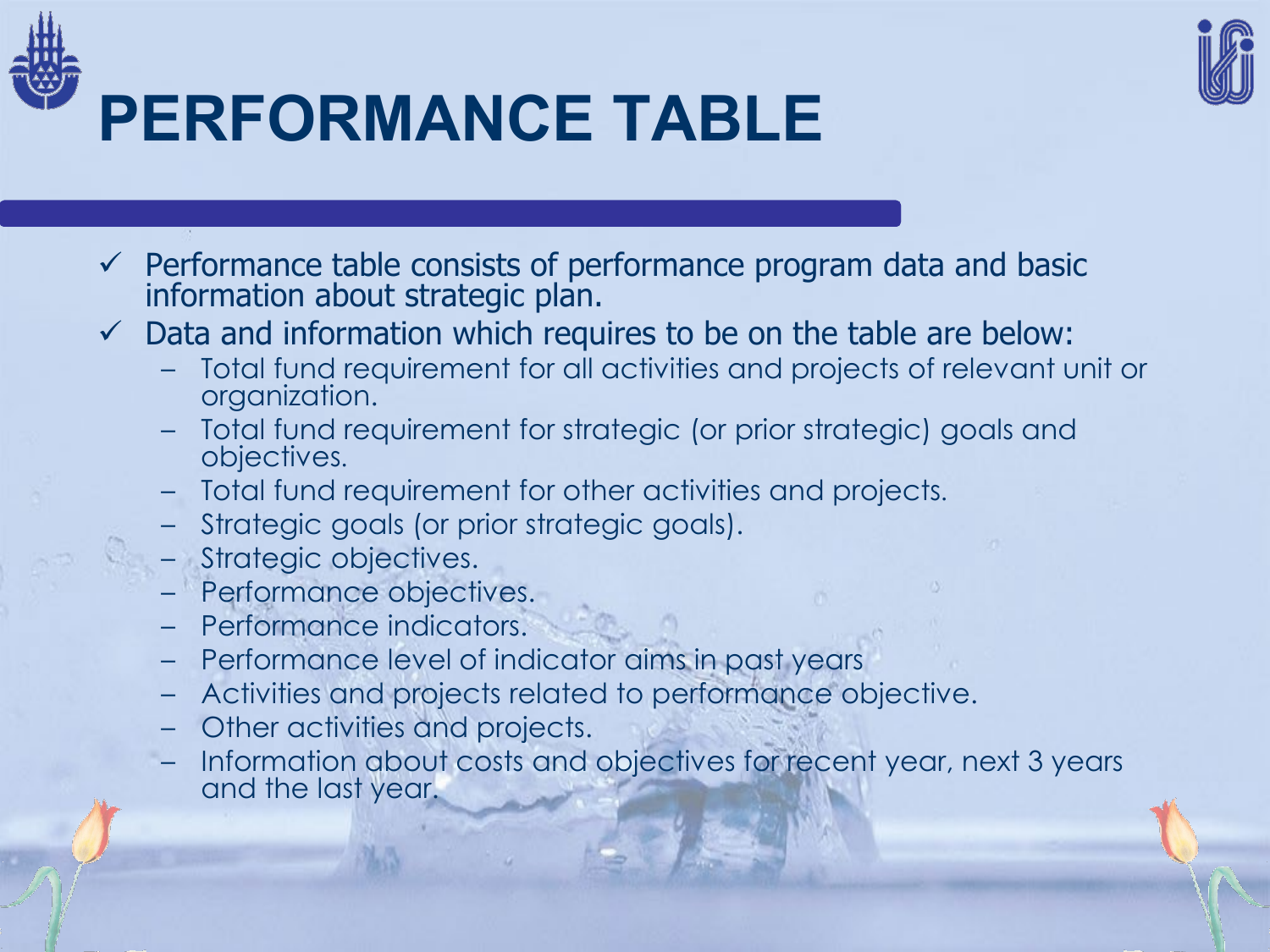# PERFORMANCE TABLE

- Performance table consists of performance program data and basic information about strategic plan.
- Data and information which requires to be on the table are below:
  - Total fund requirement for all activities and projects of relevant unit or organization.
  - Total fund requirement for strategic (or prior strategic) goals and objectives.
  - Total fund requirement for other activities and projects.
  - Strategic goals (or prior strategic goals).
  - Strategic objectives.
  - Performance objectives.
  - Performance indicators.
  - Performance level of indicator aims in past years
  - Activities and projects related to performance objective.
  - Other activities and projects.
  - Information about costs and objectives for recent year, next 3 years and the last year.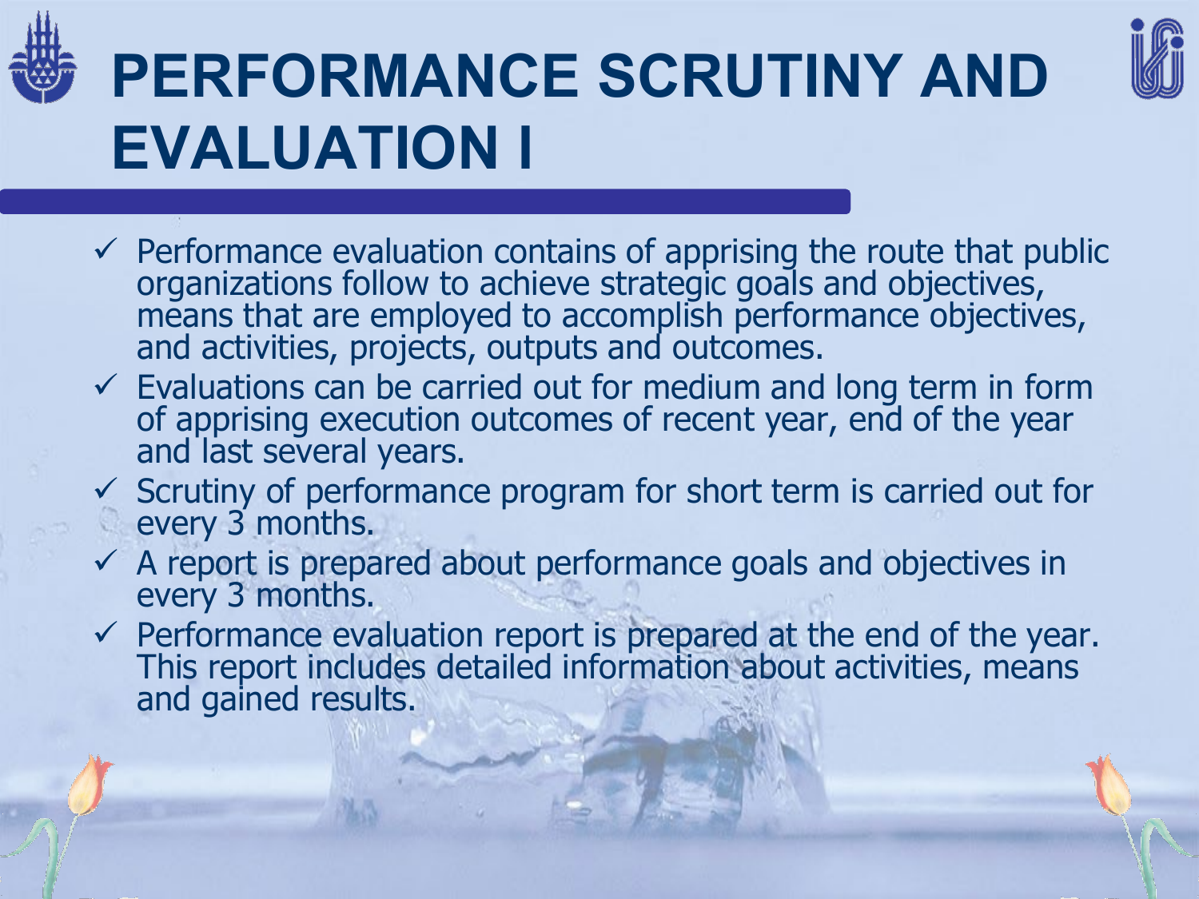# PERFORMANCE SCRUTINY AND EVALUATION I

- ✓ Performance evaluation contains of apprising the route that public organizations follow to achieve strategic goals and objectives, means that are employed to accomplish performance objectives, and activities, projects, outputs and outcomes.
- ✓ Evaluations can be carried out for medium and long term in form of apprising execution outcomes of recent year, end of the year and last several years.
- ✓ Scrutiny of performance program for short term is carried out for every 3 months.
- ✓ A report is prepared about performance goals and objectives in every 3 months.
- ✓ Performance evaluation report is prepared at the end of the year. This report includes detailed information about activities, means and gained results.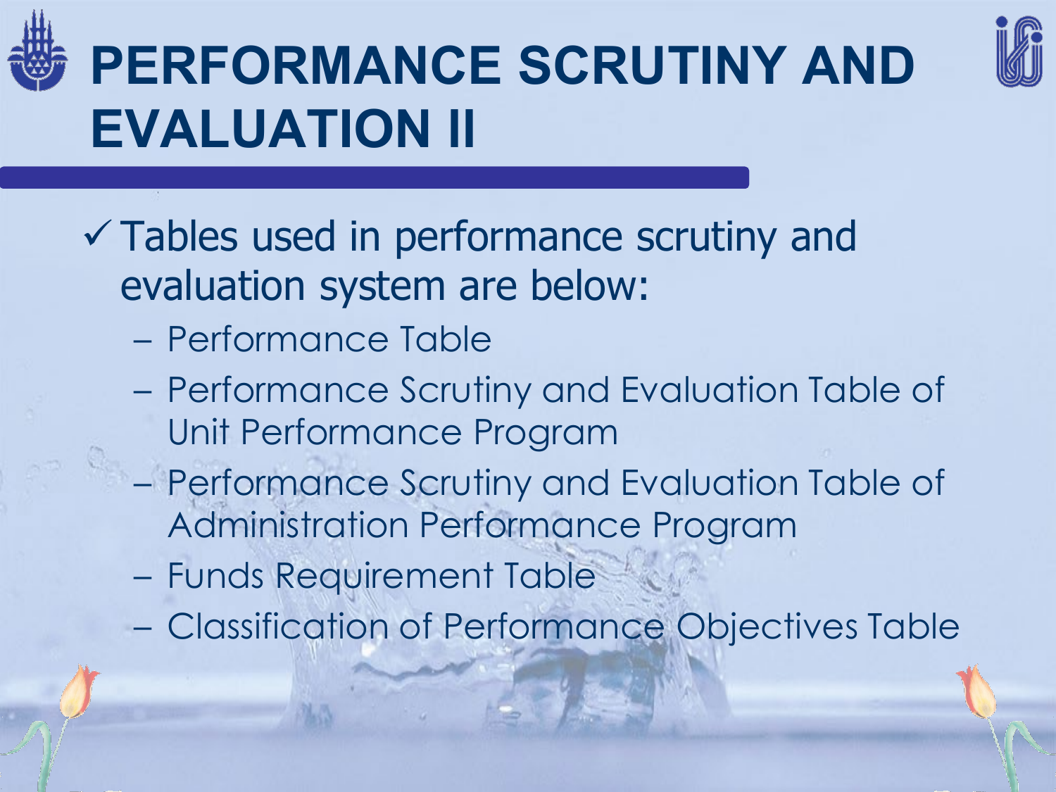# PERFORMANCE SCRUTINY AND EVALUATION II

- ✓ Tables used in performance scrutiny and evaluation system are below:
  - Performance Table
  - Performance Scrutiny and Evaluation Table of Unit Performance Program
  - Performance Scrutiny and Evaluation Table of Administration Performance Program
  - Funds Requirement Table
  - Classification of Performance Objectives Table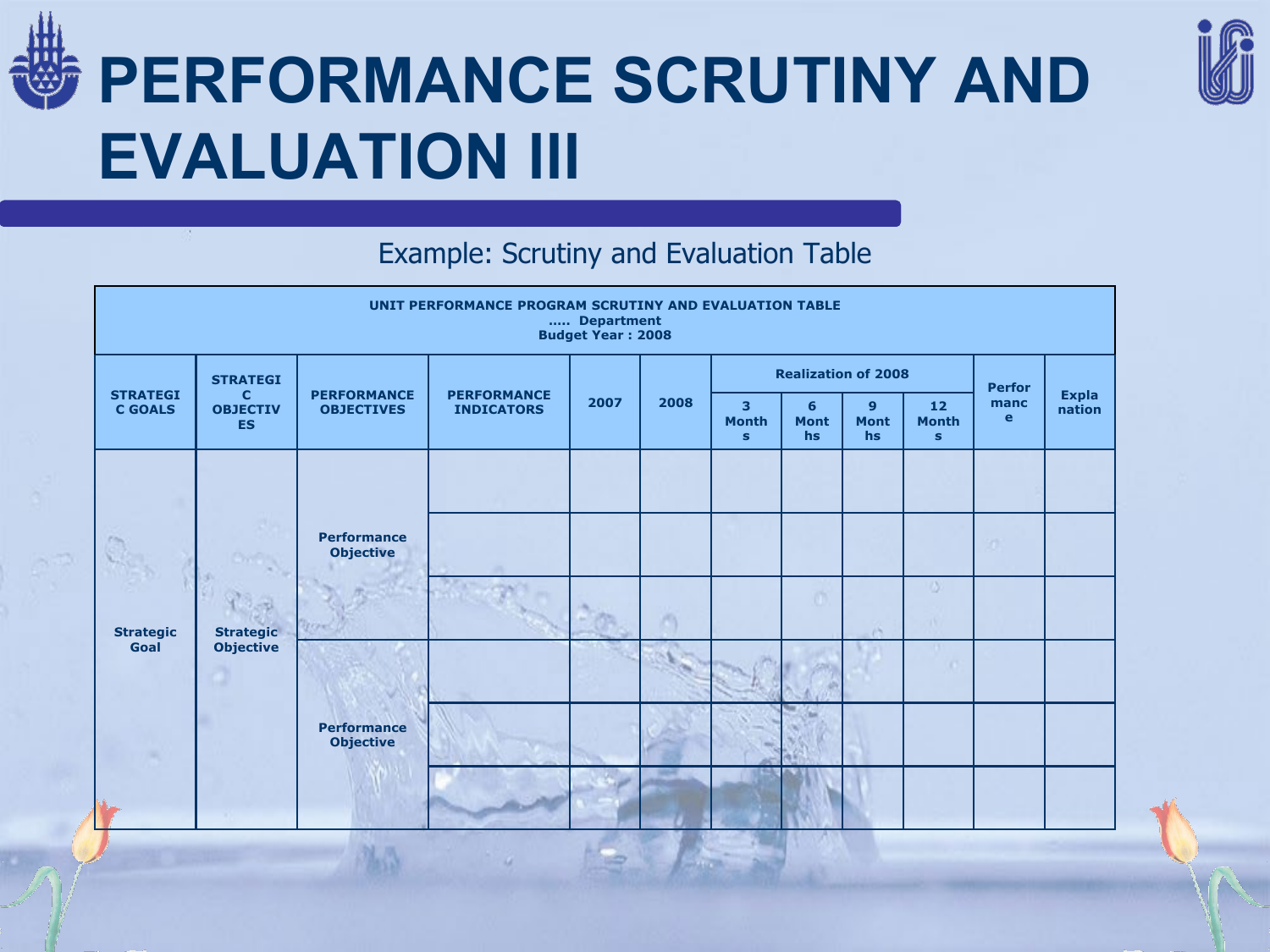# PERFORMANCE SCRUTINY AND EVALUATION III

Example: Scrutiny and Evaluation Table

| UNIT PERFORMANCE PROGRAM SCRUTINY AND EVALUATION TABLE<br>….. Department<br>Budget Year : 2008 | | | | | | | | | | | |
|---|---|---|---|---|---|---|---|---|---|---|---|
| STRATEGIC GOALS | STRATEGIC OBJECTIVES | PERFORMANCE OBJECTIVES | PERFORMANCE INDICATORS | 2007 | 2008 | Realization of 2008 | | | | Performance | Explanation |
| | | | | | | 3 Months | 6 Months | 9 Months | 12 Months | | |
| Strategic Goal | Strategic Objective | Performance Objective | | | | | | | | | |
| | | | | | | | | | | | |
| | | | | | | | | | | | |
| | | Performance Objective | | | | | | | | | |
| | | | | | | | | | | | |
| | | | | | | | | | | | |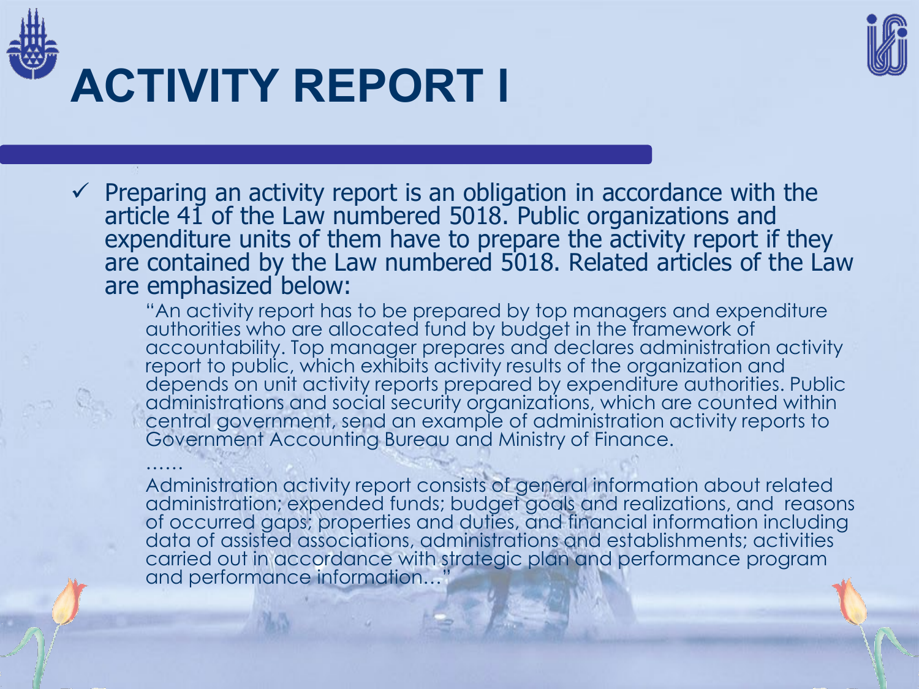# ACTIVITY REPORT I

- ✓ Preparing an activity report is an obligation in accordance with the article 41 of the Law numbered 5018. Public organizations and expenditure units of them have to prepare the activity report if they are contained by the Law numbered 5018. Related articles of the Law are emphasized below:

  "An activity report has to be prepared by top managers and expenditure authorities who are allocated fund by budget in the framework of accountability. Top manager prepares and declares administration activity report to public, which exhibits activity results of the organization and depends on unit activity reports prepared by expenditure authorities. Public administrations and social security organizations, which are counted within central government, send an example of administration activity reports to Government Accounting Bureau and Ministry of Finance.

  ……

  Administration activity report consists of general information about related administration; expended funds; budget goals and realizations, and reasons of occurred gaps; properties and duties, and financial information including data of assisted associations, administrations and establishments; activities carried out in accordance with strategic plan and performance program and performance information…"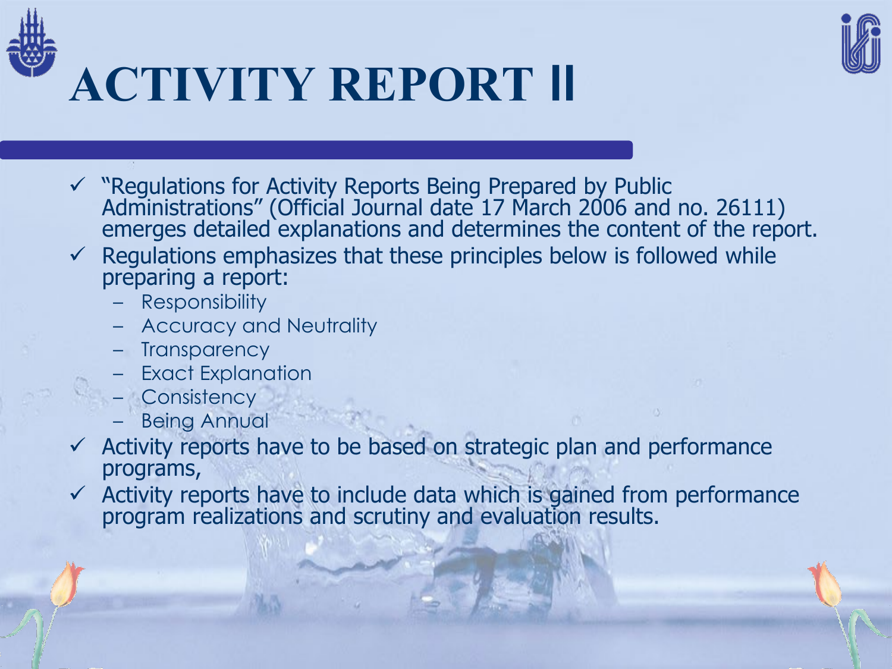# ACTIVITY REPORT II

- "Regulations for Activity Reports Being Prepared by Public Administrations" (Official Journal date 17 March 2006 and no. 26111) emerges detailed explanations and determines the content of the report.
- Regulations emphasizes that these principles below is followed while preparing a report:
  - Responsibility
  - Accuracy and Neutrality
  - Transparency
  - Exact Explanation
  - Consistency
  - Being Annual
- Activity reports have to be based on strategic plan and performance programs,
- Activity reports have to include data which is gained from performance program realizations and scrutiny and evaluation results.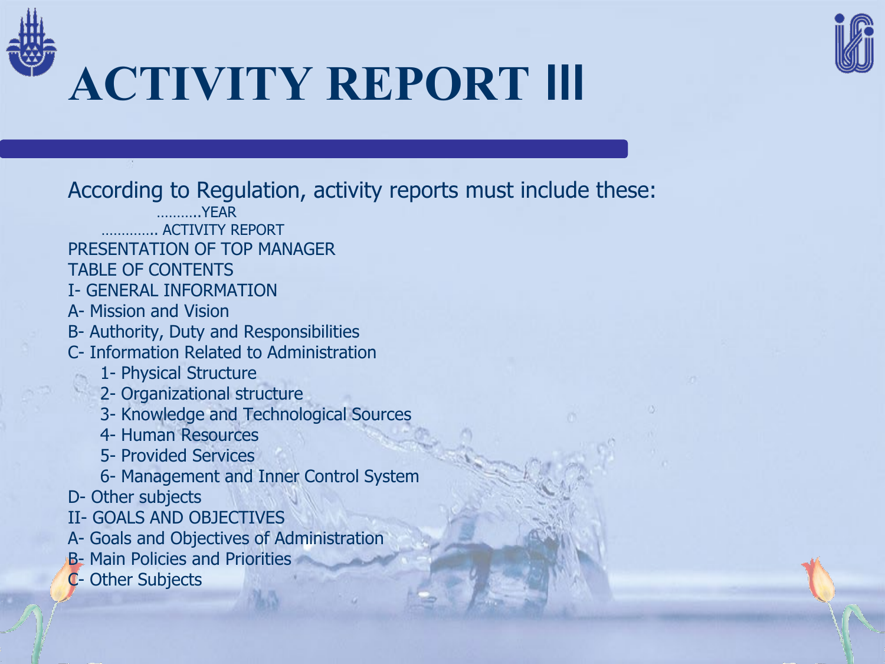# ACTIVITY REPORT III

According to Regulation, activity reports must include these:

………..YEAR

…………. ACTIVITY REPORT

PRESENTATION OF TOP MANAGER

TABLE OF CONTENTS

I- GENERAL INFORMATION

A- Mission and Vision

B- Authority, Duty and Responsibilities

C- Information Related to Administration

- 1- Physical Structure
- 2- Organizational structure
- 3- Knowledge and Technological Sources
- 4- Human Resources
- 5- Provided Services
- 6- Management and Inner Control System

D- Other subjects

II- GOALS AND OBJECTIVES

A- Goals and Objectives of Administration

B- Main Policies and Priorities

C- Other Subjects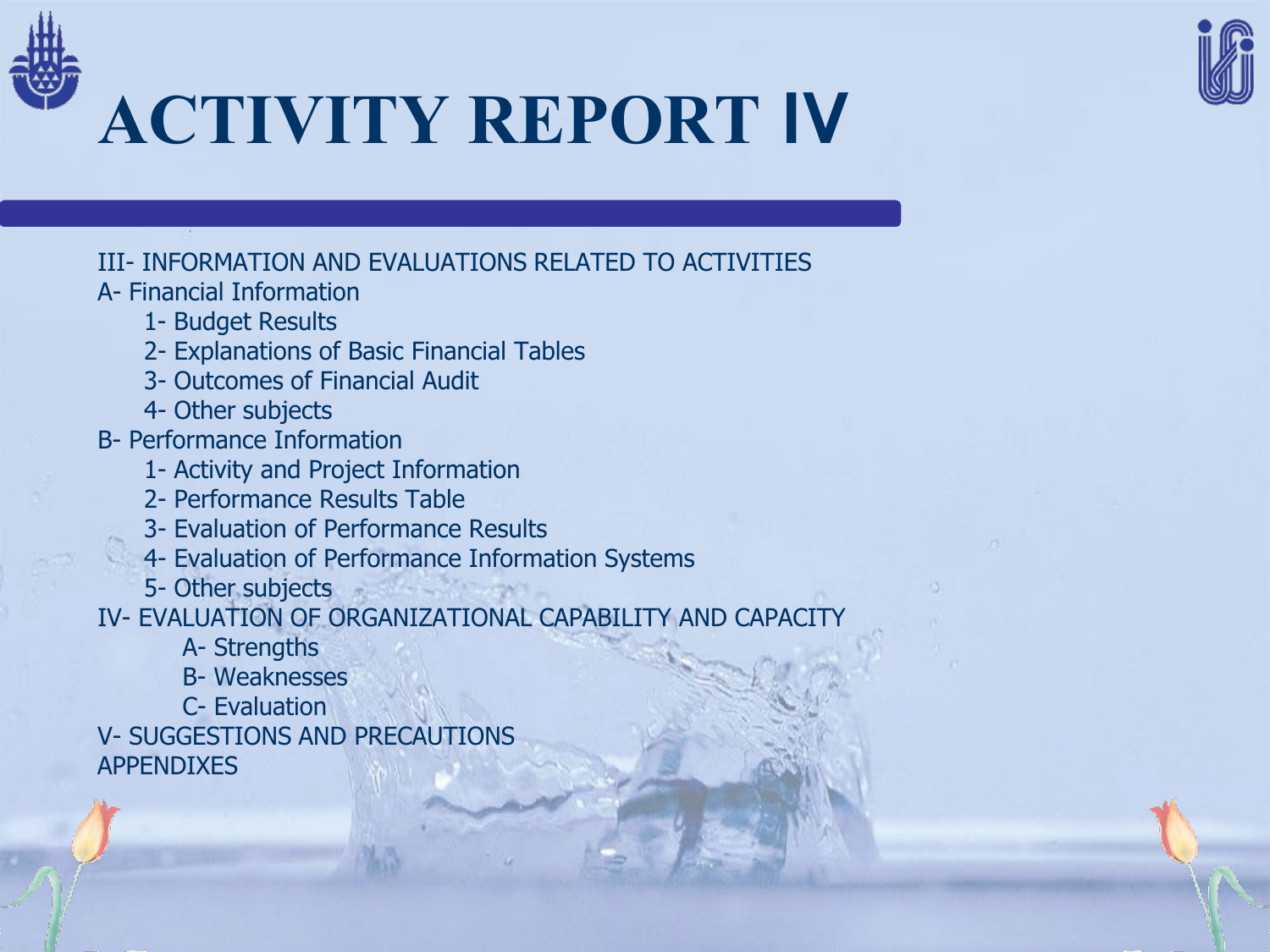# ACTIVITY REPORT IV

III- INFORMATION AND EVALUATIONS RELATED TO ACTIVITIES

A- Financial Information

- 1- Budget Results
- 2- Explanations of Basic Financial Tables
- 3- Outcomes of Financial Audit
- 4- Other subjects

B- Performance Information

- 1- Activity and Project Information
- 2- Performance Results Table
- 3- Evaluation of Performance Results
- 4- Evaluation of Performance Information Systems
- 5- Other subjects

IV- EVALUATION OF ORGANIZATIONAL CAPABILITY AND CAPACITY

- A- Strengths
- B- Weaknesses
- C- Evaluation

V- SUGGESTIONS AND PRECAUTIONS

APPENDIXES